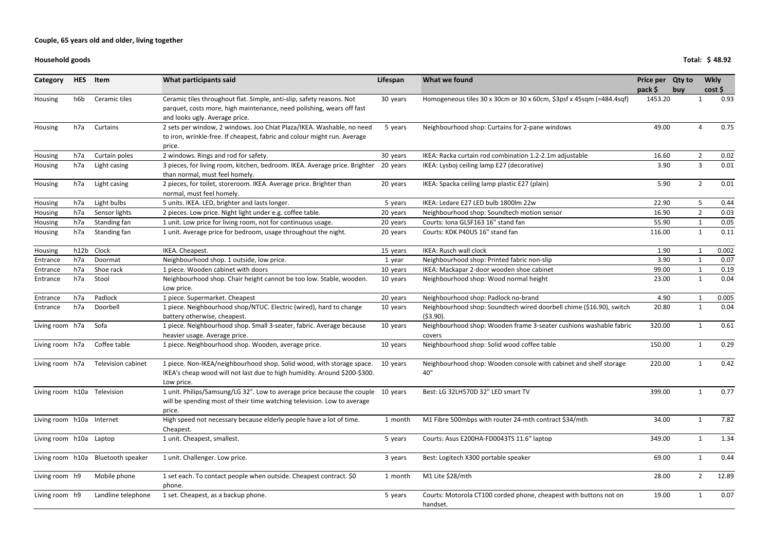**Couple, 65 years old and older, living together**

**Household goods** **Total: $ 48.92**

| Category | HES | Item | What participants said | Lifespan | What we found | Price per pack $ | Qty to buy | Wkly cost $ |
|---|---|---|---|---|---|---|---|---|
| Housing | h6b | Ceramic tiles | Ceramic tiles throughout flat. Simple, anti-slip, safety reasons. Not parquet, costs more, high maintenance, need polishing, wears off fast and looks ugly. Average price. | 30 years | Homogeneous tiles 30 x 30cm or 30 x 60cm, $3psf x 45sqm (=484.4sqf) | 1453.20 | 1 | 0.93 |
| Housing | h7a | Curtains | 2 sets per window, 2 windows. Joo Chiat Plaza/IKEA. Washable, no need to iron, wrinkle-free. If cheapest, fabric and colour might run. Average price. | 5 years | Neighbourhood shop: Curtains for 2-pane windows | 49.00 | 4 | 0.75 |
| Housing | h7a | Curtain poles | 2 windows. Rings and rod for safety. | 30 years | IKEA: Racka curtain rod combination 1.2-2.1m adjustable | 16.60 | 2 | 0.02 |
| Housing | h7a | Light casing | 3 pieces, for living room, kitchen, bedroom. IKEA. Average price. Brighter than normal, must feel homely. | 20 years | IKEA: Lysboj ceiling lamp E27 (decorative) | 3.90 | 3 | 0.01 |
| Housing | h7a | Light casing | 2 pieces, for toilet, storeroom. IKEA. Average price. Brighter than normal, must feel homely. | 20 years | IKEA: Spacka ceiling lamp plastic E27 (plain) | 5.90 | 2 | 0.01 |
| Housing | h7a | Light bulbs | 5 units. IKEA. LED, brighter and lasts longer. | 5 years | IKEA: Ledare E27 LED bulb 1800lm 22w | 22.90 | 5 | 0.44 |
| Housing | h7a | Sensor lights | 2 pieces. Low price. Night light under e.g. coffee table. | 20 years | Neighbourhood shop: Soundtech motion sensor | 16.90 | 2 | 0.03 |
| Housing | h7a | Standing fan | 1 unit. Low price for living room, not for continuous usage. | 20 years | Courts: Iona GLSF163 16" stand fan | 55.90 | 1 | 0.05 |
| Housing | h7a | Standing fan | 1 unit. Average price for bedroom, usage throughout the night. | 20 years | Courts: KDK P40US 16" stand fan | 116.00 | 1 | 0.11 |
| Housing | h12b | Clock | IKEA. Cheapest. | 15 years | IKEA: Rusch wall clock | 1.90 | 1 | 0.002 |
| Entrance | h7a | Doormat | Neighbourhood shop. 1 outside, low price. | 1 year | Neighbourhood shop: Printed fabric non-slip | 3.90 | 1 | 0.07 |
| Entrance | h7a | Shoe rack | 1 piece. Wooden cabinet with doors | 10 years | IKEA: Mackapar 2-door wooden shoe cabinet | 99.00 | 1 | 0.19 |
| Entrance | h7a | Stool | Neighbourhood shop. Chair height cannot be too low. Stable, wooden. Low price. | 10 years | Neighbourhood shop: Wood normal height | 23.00 | 1 | 0.04 |
| Entrance | h7a | Padlock | 1 piece. Supermarket. Cheapest | 20 years | Neighbourhood shop: Padlock no-brand | 4.90 | 1 | 0.005 |
| Entrance | h7a | Doorbell | 1 piece. Neighbourhood shop/NTUC. Electric (wired), hard to change battery otherwise, cheapest. | 10 years | Neighbourhood shop: Soundtech wired doorbell chime ($16.90), switch ($3.90). | 20.80 | 1 | 0.04 |
| Living room | h7a | Sofa | 1 piece. Neighbourhood shop. Small 3-seater, fabric. Average because heavier usage. Average price. | 10 years | Neighbourhood shop: Wooden frame 3-seater cushions washable fabric covers | 320.00 | 1 | 0.61 |
| Living room | h7a | Coffee table | 1 piece. Neighbourhood shop. Wooden, average price. | 10 years | Neighbourhood shop: Solid wood coffee table | 150.00 | 1 | 0.29 |
| Living room | h7a | Television cabinet | 1 piece. Non-IKEA/neighbourhood shop. Solid wood, with storage space. IKEA's cheap wood will not last due to high humidity. Around $200-$300. Low price. | 10 years | Neighbourhood shop: Wooden console with cabinet and shelf storage 40" | 220.00 | 1 | 0.42 |
| Living room | h10a | Television | 1 unit. Philips/Samsung/LG 32". Low to average price because the couple will be spending most of their time watching television. Low to average price. | 10 years | Best: LG 32LH570D 32" LED smart TV | 399.00 | 1 | 0.77 |
| Living room | h10a | Internet | High speed not necessary because elderly people have a lot of time. Cheapest. | 1 month | M1 Fibre 500mbps with router 24-mth contract $34/mth | 34.00 | 1 | 7.82 |
| Living room | h10a | Laptop | 1 unit. Cheapest, smallest. | 5 years | Courts: Asus E200HA-FD0043TS 11.6" laptop | 349.00 | 1 | 1.34 |
| Living room | h10a | Bluetooth speaker | 1 unit. Challenger. Low price. | 3 years | Best: Logitech X300 portable speaker | 69.00 | 1 | 0.44 |
| Living room | h9 | Mobile phone | 1 set each. To contact people when outside. Cheapest contract. $0 phone. | 1 month | M1 Lite $28/mth | 28.00 | 2 | 12.89 |
| Living room | h9 | Landline telephone | 1 set. Cheapest, as a backup phone. | 5 years | Courts: Motorola CT100 corded phone, cheapest with buttons not on handset. | 19.00 | 1 | 0.07 |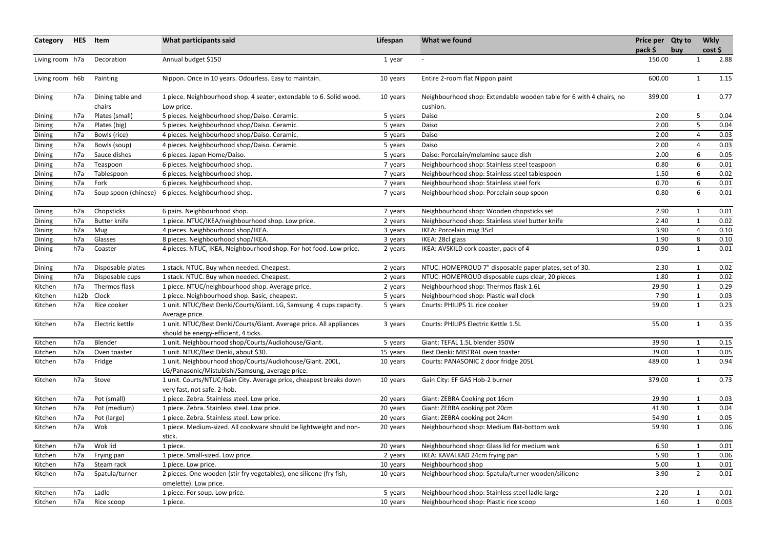| Category | HES | Item | What participants said | Lifespan | What we found | Price per pack $ | Qty to buy | Wkly cost $ |
|---|---|---|---|---|---|---|---|---|
| Living room | h7a | Decoration | Annual budget $150 | 1 year | - | 150.00 | 1 | 2.88 |
| Living room | h6b | Painting | Nippon. Once in 10 years. Odourless. Easy to maintain. | 10 years | Entire 2-room flat Nippon paint | 600.00 | 1 | 1.15 |
| Dining | h7a | Dining table and chairs | 1 piece. Neighbourhood shop. 4 seater, extendable to 6. Solid wood. Low price. | 10 years | Neighbourhood shop: Extendable wooden table for 6 with 4 chairs, no cushion. | 399.00 | 1 | 0.77 |
| Dining | h7a | Plates (small) | 5 pieces. Neighbourhood shop/Daiso. Ceramic. | 5 years | Daiso | 2.00 | 5 | 0.04 |
| Dining | h7a | Plates (big) | 5 pieces. Neighbourhood shop/Daiso. Ceramic. | 5 years | Daiso | 2.00 | 5 | 0.04 |
| Dining | h7a | Bowls (rice) | 4 pieces. Neighbourhood shop/Daiso. Ceramic. | 5 years | Daiso | 2.00 | 4 | 0.03 |
| Dining | h7a | Bowls (soup) | 4 pieces. Neighbourhood shop/Daiso. Ceramic. | 5 years | Daiso | 2.00 | 4 | 0.03 |
| Dining | h7a | Sauce dishes | 6 pieces. Japan Home/Daiso. | 5 years | Daiso: Porcelain/melamine sauce dish | 2.00 | 6 | 0.05 |
| Dining | h7a | Teaspoon | 6 pieces. Neighbourhood shop. | 7 years | Neighbourhood shop: Stainless steel teaspoon | 0.80 | 6 | 0.01 |
| Dining | h7a | Tablespoon | 6 pieces. Neighbourhood shop. | 7 years | Neighbourhood shop: Stainless steel tablespoon | 1.50 | 6 | 0.02 |
| Dining | h7a | Fork | 6 pieces. Neighbourhood shop. | 7 years | Neighbourhood shop: Stainless steel fork | 0.70 | 6 | 0.01 |
| Dining | h7a | Soup spoon (chinese) | 6 pieces. Neighbourhood shop. | 7 years | Neighbourhood shop: Porcelain soup spoon | 0.80 | 6 | 0.01 |
| Dining | h7a | Chopsticks | 6 pairs. Neighbourhood shop. | 7 years | Neighbourhood shop: Wooden chopsticks set | 2.90 | 1 | 0.01 |
| Dining | h7a | Butter knife | 1 piece. NTUC/IKEA/neighbourhood shop. Low price. | 2 years | Neighbourhood shop: Stainless steel butter knife | 2.40 | 1 | 0.02 |
| Dining | h7a | Mug | 4 pieces. Neighbourhood shop/IKEA. | 3 years | IKEA: Porcelain mug 35cl | 3.90 | 4 | 0.10 |
| Dining | h7a | Glasses | 8 pieces. Neighbourhood shop/IKEA. | 3 years | IKEA: 28cl glass | 1.90 | 8 | 0.10 |
| Dining | h7a | Coaster | 4 pieces. NTUC, IKEA, Neighbourhood shop. For hot food. Low price. | 2 years | IKEA: AVSKILD cork coaster, pack of 4 | 0.90 | 1 | 0.01 |
| Dining | h7a | Disposable plates | 1 stack. NTUC. Buy when needed. Cheapest. | 2 years | NTUC: HOMEPROUD 7" disposable paper plates, set of 30. | 2.30 | 1 | 0.02 |
| Dining | h7a | Disposable cups | 1 stack. NTUC. Buy when needed. Cheapest. | 2 years | NTUC: HOMEPROUD disposable cups clear, 20 pieces. | 1.80 | 1 | 0.02 |
| Kitchen | h7a | Thermos flask | 1 piece. NTUC/neighbourhood shop. Average price. | 2 years | Neighbourhood shop: Thermos flask 1.6L | 29.90 | 1 | 0.29 |
| Kitchen | h12b | Clock | 1 piece. Neighbourhood shop. Basic, cheapest. | 5 years | Neighbourhood shop: Plastic wall clock | 7.90 | 1 | 0.03 |
| Kitchen | h7a | Rice cooker | 1 unit. NTUC/Best Denki/Courts/Giant. LG, Samsung. 4 cups capacity. Average price. | 5 years | Courts: PHILIPS 1L rice cooker | 59.00 | 1 | 0.23 |
| Kitchen | h7a | Electric kettle | 1 unit. NTUC/Best Denki/Courts/Giant. Average price. All appliances should be energy-efficient, 4 ticks. | 3 years | Courts: PHILIPS Electric Kettle 1.5L | 55.00 | 1 | 0.35 |
| Kitchen | h7a | Blender | 1 unit. Neighbourhood shop/Courts/Audiohouse/Giant. | 5 years | Giant: TEFAL 1.5L blender 350W | 39.90 | 1 | 0.15 |
| Kitchen | h7a | Oven toaster | 1 unit. NTUC/Best Denki, about $30. | 15 years | Best Denki: MISTRAL oven toaster | 39.00 | 1 | 0.05 |
| Kitchen | h7a | Fridge | 1 unit. Neighbourhood shop/Courts/Audiohouse/Giant. 200L, LG/Panasonic/Mistubishi/Samsung, average price. | 10 years | Courts: PANASONIC 2 door fridge 205L | 489.00 | 1 | 0.94 |
| Kitchen | h7a | Stove | 1 unit. Courts/NTUC/Gain City. Average price, cheapest breaks down very fast, not safe. 2-hob. | 10 years | Gain City: EF GAS Hob-2 burner | 379.00 | 1 | 0.73 |
| Kitchen | h7a | Pot (small) | 1 piece. Zebra. Stainless steel. Low price. | 20 years | Giant: ZEBRA Cooking pot 16cm | 29.90 | 1 | 0.03 |
| Kitchen | h7a | Pot (medium) | 1 piece. Zebra. Stainless steel. Low price. | 20 years | Giant: ZEBRA cooking pot 20cm | 41.90 | 1 | 0.04 |
| Kitchen | h7a | Pot (large) | 1 piece. Zebra. Stainless steel. Low price. | 20 years | Giant: ZEBRA cooking pot 24cm | 54.90 | 1 | 0.05 |
| Kitchen | h7a | Wok | 1 piece. Medium-sized. All cookware should be lightweight and non-stick. | 20 years | Neighbourhood shop: Medium flat-bottom wok | 59.90 | 1 | 0.06 |
| Kitchen | h7a | Wok lid | 1 piece. | 20 years | Neighbourhood shop: Glass lid for medium wok | 6.50 | 1 | 0.01 |
| Kitchen | h7a | Frying pan | 1 piece. Small-sized. Low price. | 2 years | IKEA: KAVALKAD 24cm frying pan | 5.90 | 1 | 0.06 |
| Kitchen | h7a | Steam rack | 1 piece. Low price. | 10 years | Neighbourhood shop | 5.00 | 1 | 0.01 |
| Kitchen | h7a | Spatula/turner | 2 pieces. One wooden (stir fry vegetables), one silicone (fry fish, omelette). Low price. | 10 years | Neighbourhood shop: Spatula/turner wooden/silicone | 3.90 | 2 | 0.01 |
| Kitchen | h7a | Ladle | 1 piece. For soup. Low price. | 5 years | Neighbourhood shop: Stainless steel ladle large | 2.20 | 1 | 0.01 |
| Kitchen | h7a | Rice scoop | 1 piece. | 10 years | Neighbourhood shop: Plastic rice scoop | 1.60 | 1 | 0.003 |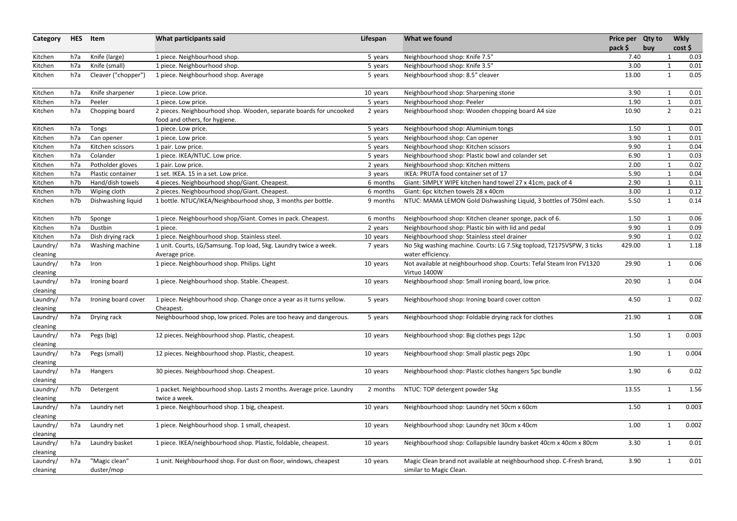| Category | HES | Item | What participants said | Lifespan | What we found | Price per pack $ | Qty to buy | Wkly cost $ |
|---|---|---|---|---|---|---|---|---|
| Kitchen | h7a | Knife (large) | 1 piece. Neighbourhood shop. | 5 years | Neighbourhood shop: Knife 7.5" | 7.40 | 1 | 0.03 |
| Kitchen | h7a | Knife (small) | 1 piece. Neighbourhood shop. | 5 years | Neighbourhood shop: Knife 3.5" | 3.00 | 1 | 0.01 |
| Kitchen | h7a | Cleaver ("chopper") | 1 piece. Neighbourhood shop. Average | 5 years | Neighbourhood shop: 8.5" cleaver | 13.00 | 1 | 0.05 |
| Kitchen | h7a | Knife sharpener | 1 piece. Low price. | 10 years | Neighbourhood shop: Sharpening stone | 3.90 | 1 | 0.01 |
| Kitchen | h7a | Peeler | 1 piece. Low price. | 5 years | Neighbourhood shop: Peeler | 1.90 | 1 | 0.01 |
| Kitchen | h7a | Chopping board | 2 pieces. Neighbourhood shop. Wooden, separate boards for uncooked food and others, for hygiene. | 2 years | Neighbourhood shop: Wooden chopping board A4 size | 10.90 | 2 | 0.21 |
| Kitchen | h7a | Tongs | 1 piece. Low price. | 5 years | Neighbourhood shop: Aluminium tongs | 1.50 | 1 | 0.01 |
| Kitchen | h7a | Can opener | 1 piece. Low price. | 5 years | Neighbourhood shop: Can opener | 3.90 | 1 | 0.01 |
| Kitchen | h7a | Kitchen scissors | 1 pair. Low price. | 5 years | Neighbourhood shop: Kitchen scissors | 9.90 | 1 | 0.04 |
| Kitchen | h7a | Colander | 1 piece. IKEA/NTUC. Low price. | 5 years | Neighbourhood shop: Plastic bowl and colander set | 6.90 | 1 | 0.03 |
| Kitchen | h7a | Potholder gloves | 1 pair. Low price. | 2 years | Neighbourhood shop: Kitchen mittens | 2.00 | 1 | 0.02 |
| Kitchen | h7a | Plastic container | 1 set. IKEA. 15 in a set. Low price. | 3 years | IKEA: PRUTA food container set of 17 | 5.90 | 1 | 0.04 |
| Kitchen | h7b | Hand/dish towels | 4 pieces. Neighbourhood shop/Giant. Cheapest. | 6 months | Giant: SIMPLY WIPE kitchen hand towel 27 x 41cm, pack of 4 | 2.90 | 1 | 0.11 |
| Kitchen | h7b | Wiping cloth | 2 pieces. Neighbourhood shop/Giant. Cheapest. | 6 months | Giant: 6pc kitchen towels 28 x 40cm | 3.00 | 1 | 0.12 |
| Kitchen | h7b | Dishwashing liquid | 1 bottle. NTUC/IKEA/Neighbourhood shop, 3 months per bottle. | 9 months | NTUC: MAMA LEMON Gold Dishwashing Liquid, 3 bottles of 750ml each. | 5.50 | 1 | 0.14 |
| Kitchen | h7b | Sponge | 1 piece. Neighbourhood shop/Giant. Comes in pack. Cheapest. | 6 months | Neighbourhood shop: Kitchen cleaner sponge, pack of 6. | 1.50 | 1 | 0.06 |
| Kitchen | h7a | Dustbin | 1 piece. | 2 years | Neighbourhood shop: Plastic bin with lid and pedal | 9.90 | 1 | 0.09 |
| Kitchen | h7a | Dish drying rack | 1 piece. Neighbourhood shop. Stainless steel. | 10 years | Neighbourhood shop: Stainless steel drainer | 9.90 | 1 | 0.02 |
| Laundry/ cleaning | h7a | Washing machine | 1 unit. Courts, LG/Samsung. Top load, 5kg. Laundry twice a week. Average price. | 7 years | No 5kg washing machine. Courts: LG 7.5kg topload, T2175VSPW, 3 ticks water efficiency. | 429.00 | 1 | 1.18 |
| Laundry/ cleaning | h7a | Iron | 1 piece. Neighbourhood shop. Philips. Light | 10 years | Not available at neighbourhood shop. Courts: Tefal Steam Iron FV1320 Virtuo 1400W | 29.90 | 1 | 0.06 |
| Laundry/ cleaning | h7a | Ironing board | 1 piece. Neighbourhood shop. Stable. Cheapest. | 10 years | Neighbourhood shop: Small ironing board, low price. | 20.90 | 1 | 0.04 |
| Laundry/ cleaning | h7a | Ironing board cover | 1 piece. Neighbourhood shop. Change once a year as it turns yellow. Cheapest. | 5 years | Neighbourhood shop: Ironing board cover cotton | 4.50 | 1 | 0.02 |
| Laundry/ cleaning | h7a | Drying rack | Neighbourhood shop, low priced. Poles are too heavy and dangerous. | 5 years | Neighbourhood shop: Foldable drying rack for clothes | 21.90 | 1 | 0.08 |
| Laundry/ cleaning | h7a | Pegs (big) | 12 pieces. Neighbourhood shop. Plastic, cheapest. | 10 years | Neighbourhood shop: Big clothes pegs 12pc | 1.50 | 1 | 0.003 |
| Laundry/ cleaning | h7a | Pegs (small) | 12 pieces. Neighbourhood shop. Plastic, cheapest. | 10 years | Neighbourhood shop: Small plastic pegs 20pc | 1.90 | 1 | 0.004 |
| Laundry/ cleaning | h7a | Hangers | 30 pieces. Neighbourhood shop. Cheapest. | 10 years | Neighbourhood shop: Plastic clothes hangers 5pc bundle | 1.90 | 6 | 0.02 |
| Laundry/ cleaning | h7b | Detergent | 1 packet. Neighbourhood shop. Lasts 2 months. Average price. Laundry twice a week. | 2 months | NTUC: TOP detergent powder 5kg | 13.55 | 1 | 1.56 |
| Laundry/ cleaning | h7a | Laundry net | 1 piece. Neighbourhood shop. 1 big, cheapest. | 10 years | Neighbourhood shop: Laundry net 50cm x 60cm | 1.50 | 1 | 0.003 |
| Laundry/ cleaning | h7a | Laundry net | 1 piece. Neighbourhood shop. 1 small, cheapest. | 10 years | Neighbourhood shop: Laundry net 30cm x 40cm | 1.00 | 1 | 0.002 |
| Laundry/ cleaning | h7a | Laundry basket | 1 piece. IKEA/neighbourhood shop. Plastic, foldable, cheapest. | 10 years | Neighbourhood shop: Collapsible laundry basket 40cm x 40cm x 80cm | 3.30 | 1 | 0.01 |
| Laundry/ cleaning | h7a | "Magic clean" duster/mop | 1 unit. Neighbourhood shop. For dust on floor, windows, cheapest | 10 years | Magic Clean brand not available at neighbourhood shop. C-Fresh brand, similar to Magic Clean. | 3.90 | 1 | 0.01 |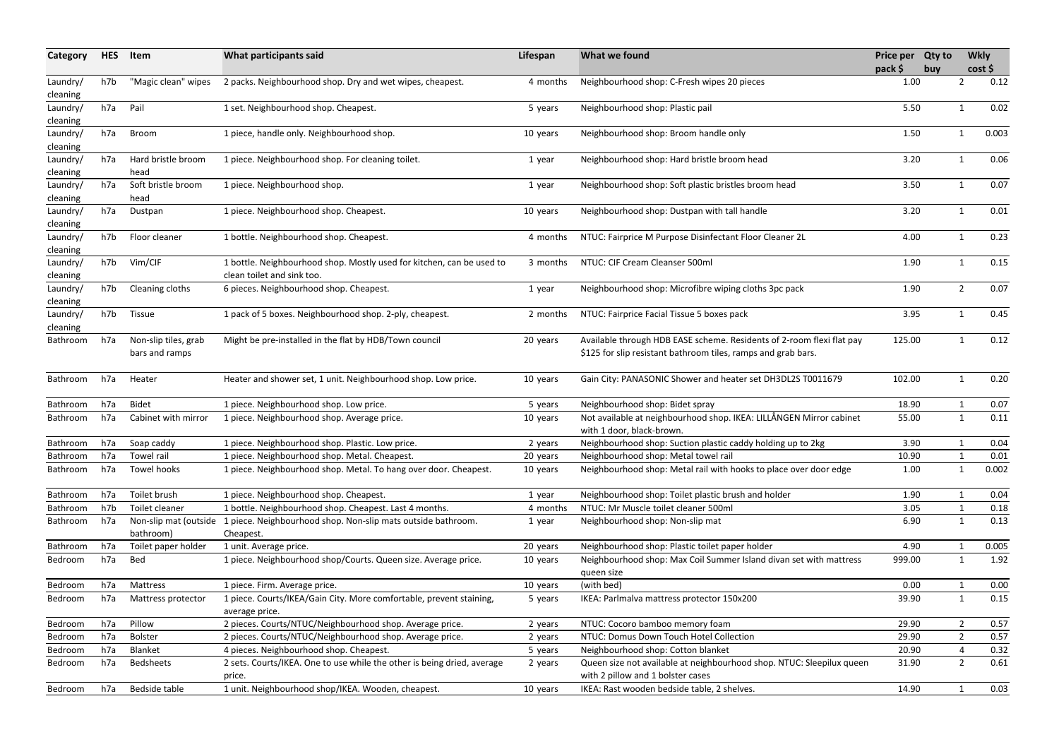| Category | HES | Item | What participants said | Lifespan | What we found | Price per pack $ | Qty to buy | Wkly cost $ |
|---|---|---|---|---|---|---|---|---|
| Laundry/ cleaning | h7b | "Magic clean" wipes | 2 packs. Neighbourhood shop. Dry and wet wipes, cheapest. | 4 months | Neighbourhood shop: C-Fresh wipes 20 pieces | 1.00 | 2 | 0.12 |
| Laundry/ cleaning | h7a | Pail | 1 set. Neighbourhood shop. Cheapest. | 5 years | Neighbourhood shop: Plastic pail | 5.50 | 1 | 0.02 |
| Laundry/ cleaning | h7a | Broom | 1 piece, handle only. Neighbourhood shop. | 10 years | Neighbourhood shop: Broom handle only | 1.50 | 1 | 0.003 |
| Laundry/ cleaning | h7a | Hard bristle broom head | 1 piece. Neighbourhood shop. For cleaning toilet. | 1 year | Neighbourhood shop: Hard bristle broom head | 3.20 | 1 | 0.06 |
| Laundry/ cleaning | h7a | Soft bristle broom head | 1 piece. Neighbourhood shop. | 1 year | Neighbourhood shop: Soft plastic bristles broom head | 3.50 | 1 | 0.07 |
| Laundry/ cleaning | h7a | Dustpan | 1 piece. Neighbourhood shop. Cheapest. | 10 years | Neighbourhood shop: Dustpan with tall handle | 3.20 | 1 | 0.01 |
| Laundry/ cleaning | h7b | Floor cleaner | 1 bottle. Neighbourhood shop. Cheapest. | 4 months | NTUC: Fairprice M Purpose Disinfectant Floor Cleaner 2L | 4.00 | 1 | 0.23 |
| Laundry/ cleaning | h7b | Vim/CIF | 1 bottle. Neighbourhood shop. Mostly used for kitchen, can be used to clean toilet and sink too. | 3 months | NTUC: CIF Cream Cleanser 500ml | 1.90 | 1 | 0.15 |
| Laundry/ cleaning | h7b | Cleaning cloths | 6 pieces. Neighbourhood shop. Cheapest. | 1 year | Neighbourhood shop: Microfibre wiping cloths 3pc pack | 1.90 | 2 | 0.07 |
| Laundry/ cleaning | h7b | Tissue | 1 pack of 5 boxes. Neighbourhood shop. 2-ply, cheapest. | 2 months | NTUC: Fairprice Facial Tissue 5 boxes pack | 3.95 | 1 | 0.45 |
| Bathroom | h7a | Non-slip tiles, grab bars and ramps | Might be pre-installed in the flat by HDB/Town council | 20 years | Available through HDB EASE scheme. Residents of 2-room flexi flat pay $125 for slip resistant bathroom tiles, ramps and grab bars. | 125.00 | 1 | 0.12 |
| Bathroom | h7a | Heater | Heater and shower set, 1 unit. Neighbourhood shop. Low price. | 10 years | Gain City: PANASONIC Shower and heater set DH3DL2S T0011679 | 102.00 | 1 | 0.20 |
| Bathroom | h7a | Bidet | 1 piece. Neighbourhood shop. Low price. | 5 years | Neighbourhood shop: Bidet spray | 18.90 | 1 | 0.07 |
| Bathroom | h7a | Cabinet with mirror | 1 piece. Neighbourhood shop. Average price. | 10 years | Not available at neighbourhood shop. IKEA: LILLÅNGEN Mirror cabinet with 1 door, black-brown. | 55.00 | 1 | 0.11 |
| Bathroom | h7a | Soap caddy | 1 piece. Neighbourhood shop. Plastic. Low price. | 2 years | Neighbourhood shop: Suction plastic caddy holding up to 2kg | 3.90 | 1 | 0.04 |
| Bathroom | h7a | Towel rail | 1 piece. Neighbourhood shop. Metal. Cheapest. | 20 years | Neighbourhood shop: Metal towel rail | 10.90 | 1 | 0.01 |
| Bathroom | h7a | Towel hooks | 1 piece. Neighbourhood shop. Metal. To hang over door. Cheapest. | 10 years | Neighbourhood shop: Metal rail with hooks to place over door edge | 1.00 | 1 | 0.002 |
| Bathroom | h7a | Toilet brush | 1 piece. Neighbourhood shop. Cheapest. | 1 year | Neighbourhood shop: Toilet plastic brush and holder | 1.90 | 1 | 0.04 |
| Bathroom | h7b | Toilet cleaner | 1 bottle. Neighbourhood shop. Cheapest. Last 4 months. | 4 months | NTUC: Mr Muscle toilet cleaner 500ml | 3.05 | 1 | 0.18 |
| Bathroom | h7a | Non-slip mat (outside bathroom) | 1 piece. Neighbourhood shop. Non-slip mats outside bathroom. Cheapest. | 1 year | Neighbourhood shop: Non-slip mat | 6.90 | 1 | 0.13 |
| Bathroom | h7a | Toilet paper holder | 1 unit. Average price. | 20 years | Neighbourhood shop: Plastic toilet paper holder | 4.90 | 1 | 0.005 |
| Bedroom | h7a | Bed | 1 piece. Neighbourhood shop/Courts. Queen size. Average price. | 10 years | Neighbourhood shop: Max Coil Summer Island divan set with mattress queen size | 999.00 | 1 | 1.92 |
| Bedroom | h7a | Mattress | 1 piece. Firm. Average price. | 10 years | (with bed) | 0.00 | 1 | 0.00 |
| Bedroom | h7a | Mattress protector | 1 piece. Courts/IKEA/Gain City. More comfortable, prevent staining, average price. | 5 years | IKEA: Parlmalva mattress protector 150x200 | 39.90 | 1 | 0.15 |
| Bedroom | h7a | Pillow | 2 pieces. Courts/NTUC/Neighbourhood shop. Average price. | 2 years | NTUC: Cocoro bamboo memory foam | 29.90 | 2 | 0.57 |
| Bedroom | h7a | Bolster | 2 pieces. Courts/NTUC/Neighbourhood shop. Average price. | 2 years | NTUC: Domus Down Touch Hotel Collection | 29.90 | 2 | 0.57 |
| Bedroom | h7a | Blanket | 4 pieces. Neighbourhood shop. Cheapest. | 5 years | Neighbourhood shop: Cotton blanket | 20.90 | 4 | 0.32 |
| Bedroom | h7a | Bedsheets | 2 sets. Courts/IKEA. One to use while the other is being dried, average price. | 2 years | Queen size not available at neighbourhood shop. NTUC: Sleepilux queen with 2 pillow and 1 bolster cases | 31.90 | 2 | 0.61 |
| Bedroom | h7a | Bedside table | 1 unit. Neighbourhood shop/IKEA. Wooden, cheapest. | 10 years | IKEA: Rast wooden bedside table, 2 shelves. | 14.90 | 1 | 0.03 |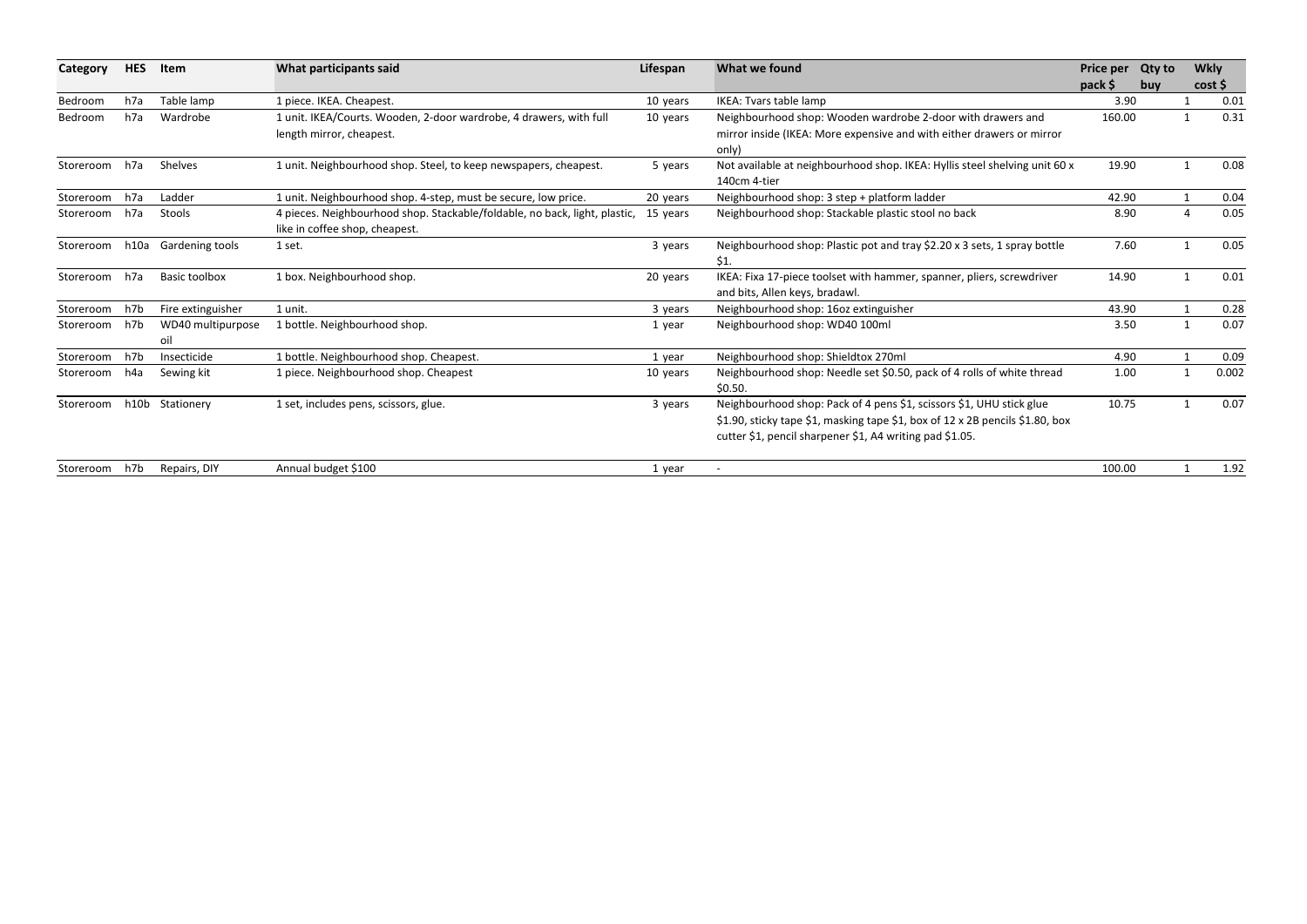| Category | HES | Item | What participants said | Lifespan | What we found | Price per pack $ | Qty to buy | Wkly cost $ |
|---|---|---|---|---|---|---|---|---|
| Bedroom | h7a | Table lamp | 1 piece. IKEA. Cheapest. | 10 years | IKEA: Tvars table lamp | 3.90 | 1 | 0.01 |
| Bedroom | h7a | Wardrobe | 1 unit. IKEA/Courts. Wooden, 2-door wardrobe, 4 drawers, with full length mirror, cheapest. | 10 years | Neighbourhood shop: Wooden wardrobe 2-door with drawers and mirror inside (IKEA: More expensive and with either drawers or mirror only) | 160.00 | 1 | 0.31 |
| Storeroom | h7a | Shelves | 1 unit. Neighbourhood shop. Steel, to keep newspapers, cheapest. | 5 years | Not available at neighbourhood shop. IKEA: Hyllis steel shelving unit 60 x 140cm 4-tier | 19.90 | 1 | 0.08 |
| Storeroom | h7a | Ladder | 1 unit. Neighbourhood shop. 4-step, must be secure, low price. | 20 years | Neighbourhood shop: 3 step + platform ladder | 42.90 | 1 | 0.04 |
| Storeroom | h7a | Stools | 4 pieces. Neighbourhood shop. Stackable/foldable, no back, light, plastic, like in coffee shop, cheapest. | 15 years | Neighbourhood shop: Stackable plastic stool no back | 8.90 | 4 | 0.05 |
| Storeroom | h10a | Gardening tools | 1 set. | 3 years | Neighbourhood shop: Plastic pot and tray $2.20 x 3 sets, 1 spray bottle $1. | 7.60 | 1 | 0.05 |
| Storeroom | h7a | Basic toolbox | 1 box. Neighbourhood shop. | 20 years | IKEA: Fixa 17-piece toolset with hammer, spanner, pliers, screwdriver and bits, Allen keys, bradawl. | 14.90 | 1 | 0.01 |
| Storeroom | h7b | Fire extinguisher | 1 unit. | 3 years | Neighbourhood shop: 16oz extinguisher | 43.90 | 1 | 0.28 |
| Storeroom | h7b | WD40 multipurpose oil | 1 bottle. Neighbourhood shop. | 1 year | Neighbourhood shop: WD40 100ml | 3.50 | 1 | 0.07 |
| Storeroom | h7b | Insecticide | 1 bottle. Neighbourhood shop. Cheapest. | 1 year | Neighbourhood shop: Shieldtox 270ml | 4.90 | 1 | 0.09 |
| Storeroom | h4a | Sewing kit | 1 piece. Neighbourhood shop. Cheapest | 10 years | Neighbourhood shop: Needle set $0.50, pack of 4 rolls of white thread $0.50. | 1.00 | 1 | 0.002 |
| Storeroom | h10b | Stationery | 1 set, includes pens, scissors, glue. | 3 years | Neighbourhood shop: Pack of 4 pens $1, scissors $1, UHU stick glue $1.90, sticky tape $1, masking tape $1, box of 12 x 2B pencils $1.80, box cutter $1, pencil sharpener $1, A4 writing pad $1.05. | 10.75 | 1 | 0.07 |
| Storeroom | h7b | Repairs, DIY | Annual budget $100 | 1 year | - | 100.00 | 1 | 1.92 |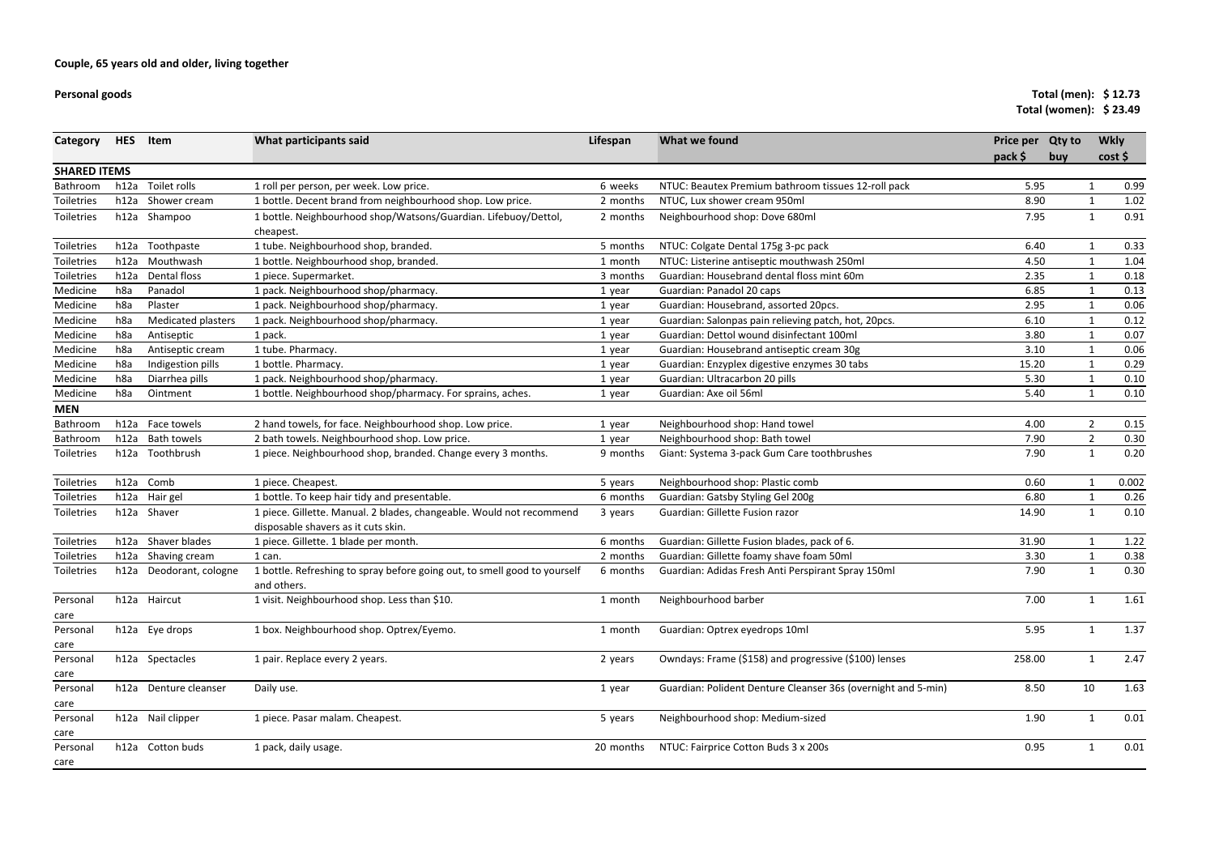**Couple, 65 years old and older, living together**

**Personal goods**

**Total (men): $ 12.73**
**Total (women): $ 23.49**

| Category | HES | Item | What participants said | Lifespan | What we found | Price per pack $ | Qty to buy | Wkly cost $ |
|---|---|---|---|---|---|---|---|---|
| **SHARED ITEMS** | | | | | | | | |
| Bathroom | h12a | Toilet rolls | 1 roll per person, per week. Low price. | 6 weeks | NTUC: Beautex Premium bathroom tissues 12-roll pack | 5.95 | 1 | 0.99 |
| Toiletries | h12a | Shower cream | 1 bottle. Decent brand from neighbourhood shop. Low price. | 2 months | NTUC, Lux shower cream 950ml | 8.90 | 1 | 1.02 |
| Toiletries | h12a | Shampoo | 1 bottle. Neighbourhood shop/Watsons/Guardian. Lifebuoy/Dettol, cheapest. | 2 months | Neighbourhood shop: Dove 680ml | 7.95 | 1 | 0.91 |
| Toiletries | h12a | Toothpaste | 1 tube. Neighbourhood shop, branded. | 5 months | NTUC: Colgate Dental 175g 3-pc pack | 6.40 | 1 | 0.33 |
| Toiletries | h12a | Mouthwash | 1 bottle. Neighbourhood shop, branded. | 1 month | NTUC: Listerine antiseptic mouthwash 250ml | 4.50 | 1 | 1.04 |
| Toiletries | h12a | Dental floss | 1 piece. Supermarket. | 3 months | Guardian: Housebrand dental floss mint 60m | 2.35 | 1 | 0.18 |
| Medicine | h8a | Panadol | 1 pack. Neighbourhood shop/pharmacy. | 1 year | Guardian: Panadol 20 caps | 6.85 | 1 | 0.13 |
| Medicine | h8a | Plaster | 1 pack. Neighbourhood shop/pharmacy. | 1 year | Guardian: Housebrand, assorted 20pcs. | 2.95 | 1 | 0.06 |
| Medicine | h8a | Medicated plasters | 1 pack. Neighbourhood shop/pharmacy. | 1 year | Guardian: Salonpas pain relieving patch, hot, 20pcs. | 6.10 | 1 | 0.12 |
| Medicine | h8a | Antiseptic | 1 pack. | 1 year | Guardian: Dettol wound disinfectant 100ml | 3.80 | 1 | 0.07 |
| Medicine | h8a | Antiseptic cream | 1 tube. Pharmacy. | 1 year | Guardian: Housebrand antiseptic cream 30g | 3.10 | 1 | 0.06 |
| Medicine | h8a | Indigestion pills | 1 bottle. Pharmacy. | 1 year | Guardian: Enzyplex digestive enzymes 30 tabs | 15.20 | 1 | 0.29 |
| Medicine | h8a | Diarrhea pills | 1 pack. Neighbourhood shop/pharmacy. | 1 year | Guardian: Ultracarbon 20 pills | 5.30 | 1 | 0.10 |
| Medicine | h8a | Ointment | 1 bottle. Neighbourhood shop/pharmacy. For sprains, aches. | 1 year | Guardian: Axe oil 56ml | 5.40 | 1 | 0.10 |
| **MEN** | | | | | | | | |
| Bathroom | h12a | Face towels | 2 hand towels, for face. Neighbourhood shop. Low price. | 1 year | Neighbourhood shop: Hand towel | 4.00 | 2 | 0.15 |
| Bathroom | h12a | Bath towels | 2 bath towels. Neighbourhood shop. Low price. | 1 year | Neighbourhood shop: Bath towel | 7.90 | 2 | 0.30 |
| Toiletries | h12a | Toothbrush | 1 piece. Neighbourhood shop, branded. Change every 3 months. | 9 months | Giant: Systema 3-pack Gum Care toothbrushes | 7.90 | 1 | 0.20 |
| Toiletries | h12a | Comb | 1 piece. Cheapest. | 5 years | Neighbourhood shop: Plastic comb | 0.60 | 1 | 0.002 |
| Toiletries | h12a | Hair gel | 1 bottle. To keep hair tidy and presentable. | 6 months | Guardian: Gatsby Styling Gel 200g | 6.80 | 1 | 0.26 |
| Toiletries | h12a | Shaver | 1 piece. Gillette. Manual. 2 blades, changeable. Would not recommend disposable shavers as it cuts skin. | 3 years | Guardian: Gillette Fusion razor | 14.90 | 1 | 0.10 |
| Toiletries | h12a | Shaver blades | 1 piece. Gillette. 1 blade per month. | 6 months | Guardian: Gillette Fusion blades, pack of 6. | 31.90 | 1 | 1.22 |
| Toiletries | h12a | Shaving cream | 1 can. | 2 months | Guardian: Gillette foamy shave foam 50ml | 3.30 | 1 | 0.38 |
| Toiletries | h12a | Deodorant, cologne | 1 bottle. Refreshing to spray before going out, to smell good to yourself and others. | 6 months | Guardian: Adidas Fresh Anti Perspirant Spray 150ml | 7.90 | 1 | 0.30 |
| Personal care | h12a | Haircut | 1 visit. Neighbourhood shop. Less than $10. | 1 month | Neighbourhood barber | 7.00 | 1 | 1.61 |
| Personal care | h12a | Eye drops | 1 box. Neighbourhood shop. Optrex/Eyemo. | 1 month | Guardian: Optrex eyedrops 10ml | 5.95 | 1 | 1.37 |
| Personal care | h12a | Spectacles | 1 pair. Replace every 2 years. | 2 years | Owndays: Frame ($158) and progressive ($100) lenses | 258.00 | 1 | 2.47 |
| Personal care | h12a | Denture cleanser | Daily use. | 1 year | Guardian: Polident Denture Cleanser 36s (overnight and 5-min) | 8.50 | 10 | 1.63 |
| Personal care | h12a | Nail clipper | 1 piece. Pasar malam. Cheapest. | 5 years | Neighbourhood shop: Medium-sized | 1.90 | 1 | 0.01 |
| Personal care | h12a | Cotton buds | 1 pack, daily usage. | 20 months | NTUC: Fairprice Cotton Buds 3 x 200s | 0.95 | 1 | 0.01 |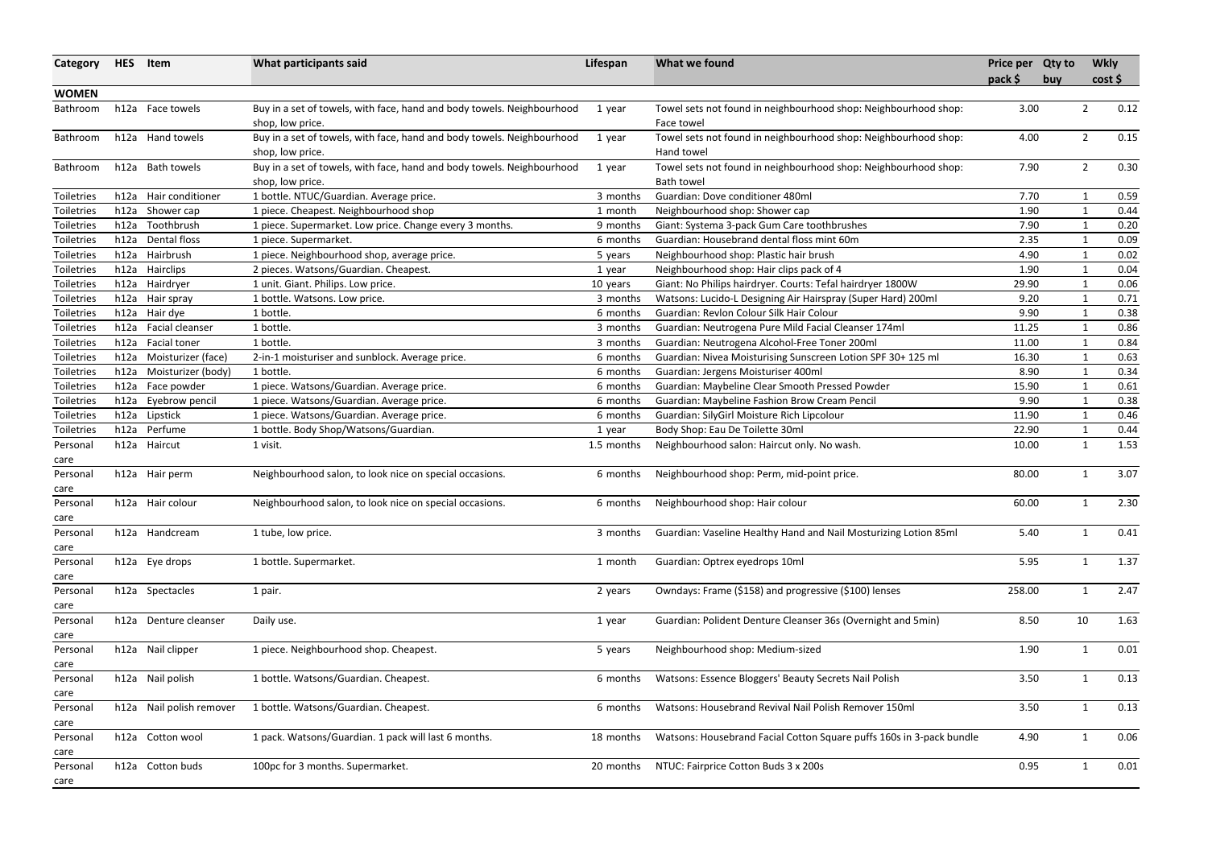| Category | HES | Item | What participants said | Lifespan | What we found | Price per pack $ | Qty to buy | Wkly cost $ |
|---|---|---|---|---|---|---|---|---|
| **WOMEN** | | | | | | | | |
| Bathroom | h12a | Face towels | Buy in a set of towels, with face, hand and body towels. Neighbourhood shop, low price. | 1 year | Towel sets not found in neighbourhood shop: Neighbourhood shop: Face towel | 3.00 | 2 | 0.12 |
| Bathroom | h12a | Hand towels | Buy in a set of towels, with face, hand and body towels. Neighbourhood shop, low price. | 1 year | Towel sets not found in neighbourhood shop: Neighbourhood shop: Hand towel | 4.00 | 2 | 0.15 |
| Bathroom | h12a | Bath towels | Buy in a set of towels, with face, hand and body towels. Neighbourhood shop, low price. | 1 year | Towel sets not found in neighbourhood shop: Neighbourhood shop: Bath towel | 7.90 | 2 | 0.30 |
| Toiletries | h12a | Hair conditioner | 1 bottle. NTUC/Guardian. Average price. | 3 months | Guardian: Dove conditioner 480ml | 7.70 | 1 | 0.59 |
| Toiletries | h12a | Shower cap | 1 piece. Cheapest. Neighbourhood shop | 1 month | Neighbourhood shop: Shower cap | 1.90 | 1 | 0.44 |
| Toiletries | h12a | Toothbrush | 1 piece. Supermarket. Low price. Change every 3 months. | 9 months | Giant: Systema 3-pack Gum Care toothbrushes | 7.90 | 1 | 0.20 |
| Toiletries | h12a | Dental floss | 1 piece. Supermarket. | 6 months | Guardian: Housebrand dental floss mint 60m | 2.35 | 1 | 0.09 |
| Toiletries | h12a | Hairbrush | 1 piece. Neighbourhood shop, average price. | 5 years | Neighbourhood shop: Plastic hair brush | 4.90 | 1 | 0.02 |
| Toiletries | h12a | Hairclips | 2 pieces. Watsons/Guardian. Cheapest. | 1 year | Neighbourhood shop: Hair clips pack of 4 | 1.90 | 1 | 0.04 |
| Toiletries | h12a | Hairdryer | 1 unit. Giant. Philips. Low price. | 10 years | Giant: No Philips hairdryer. Courts: Tefal hairdryer 1800W | 29.90 | 1 | 0.06 |
| Toiletries | h12a | Hair spray | 1 bottle. Watsons. Low price. | 3 months | Watsons: Lucido-L Designing Air Hairspray (Super Hard) 200ml | 9.20 | 1 | 0.71 |
| Toiletries | h12a | Hair dye | 1 bottle. | 6 months | Guardian: Revlon Colour Silk Hair Colour | 9.90 | 1 | 0.38 |
| Toiletries | h12a | Facial cleanser | 1 bottle. | 3 months | Guardian: Neutrogena Pure Mild Facial Cleanser 174ml | 11.25 | 1 | 0.86 |
| Toiletries | h12a | Facial toner | 1 bottle. | 3 months | Guardian: Neutrogena Alcohol-Free Toner 200ml | 11.00 | 1 | 0.84 |
| Toiletries | h12a | Moisturizer (face) | 2-in-1 moisturiser and sunblock. Average price. | 6 months | Guardian: Nivea Moisturising Sunscreen Lotion SPF 30+ 125 ml | 16.30 | 1 | 0.63 |
| Toiletries | h12a | Moisturizer (body) | 1 bottle. | 6 months | Guardian: Jergens Moisturiser 400ml | 8.90 | 1 | 0.34 |
| Toiletries | h12a | Face powder | 1 piece. Watsons/Guardian. Average price. | 6 months | Guardian: Maybeline Clear Smooth Pressed Powder | 15.90 | 1 | 0.61 |
| Toiletries | h12a | Eyebrow pencil | 1 piece. Watsons/Guardian. Average price. | 6 months | Guardian: Maybeline Fashion Brow Cream Pencil | 9.90 | 1 | 0.38 |
| Toiletries | h12a | Lipstick | 1 piece. Watsons/Guardian. Average price. | 6 months | Guardian: SilyGirl Moisture Rich Lipcolour | 11.90 | 1 | 0.46 |
| Toiletries | h12a | Perfume | 1 bottle. Body Shop/Watsons/Guardian. | 1 year | Body Shop: Eau De Toilette 30ml | 22.90 | 1 | 0.44 |
| Personal care | h12a | Haircut | 1 visit. | 1.5 months | Neighbourhood salon: Haircut only. No wash. | 10.00 | 1 | 1.53 |
| Personal care | h12a | Hair perm | Neighbourhood salon, to look nice on special occasions. | 6 months | Neighbourhood shop: Perm, mid-point price. | 80.00 | 1 | 3.07 |
| Personal care | h12a | Hair colour | Neighbourhood salon, to look nice on special occasions. | 6 months | Neighbourhood shop: Hair colour | 60.00 | 1 | 2.30 |
| Personal care | h12a | Handcream | 1 tube, low price. | 3 months | Guardian: Vaseline Healthy Hand and Nail Mosturizing Lotion 85ml | 5.40 | 1 | 0.41 |
| Personal care | h12a | Eye drops | 1 bottle. Supermarket. | 1 month | Guardian: Optrex eyedrops 10ml | 5.95 | 1 | 1.37 |
| Personal care | h12a | Spectacles | 1 pair. | 2 years | Owndays: Frame ($158) and progressive ($100) lenses | 258.00 | 1 | 2.47 |
| Personal care | h12a | Denture cleanser | Daily use. | 1 year | Guardian: Polident Denture Cleanser 36s (Overnight and 5min) | 8.50 | 10 | 1.63 |
| Personal care | h12a | Nail clipper | 1 piece. Neighbourhood shop. Cheapest. | 5 years | Neighbourhood shop: Medium-sized | 1.90 | 1 | 0.01 |
| Personal care | h12a | Nail polish | 1 bottle. Watsons/Guardian. Cheapest. | 6 months | Watsons: Essence Bloggers' Beauty Secrets Nail Polish | 3.50 | 1 | 0.13 |
| Personal care | h12a | Nail polish remover | 1 bottle. Watsons/Guardian. Cheapest. | 6 months | Watsons: Housebrand Revival Nail Polish Remover 150ml | 3.50 | 1 | 0.13 |
| Personal care | h12a | Cotton wool | 1 pack. Watsons/Guardian. 1 pack will last 6 months. | 18 months | Watsons: Housebrand Facial Cotton Square puffs 160s in 3-pack bundle | 4.90 | 1 | 0.06 |
| Personal care | h12a | Cotton buds | 100pc for 3 months. Supermarket. | 20 months | NTUC: Fairprice Cotton Buds 3 x 200s | 0.95 | 1 | 0.01 |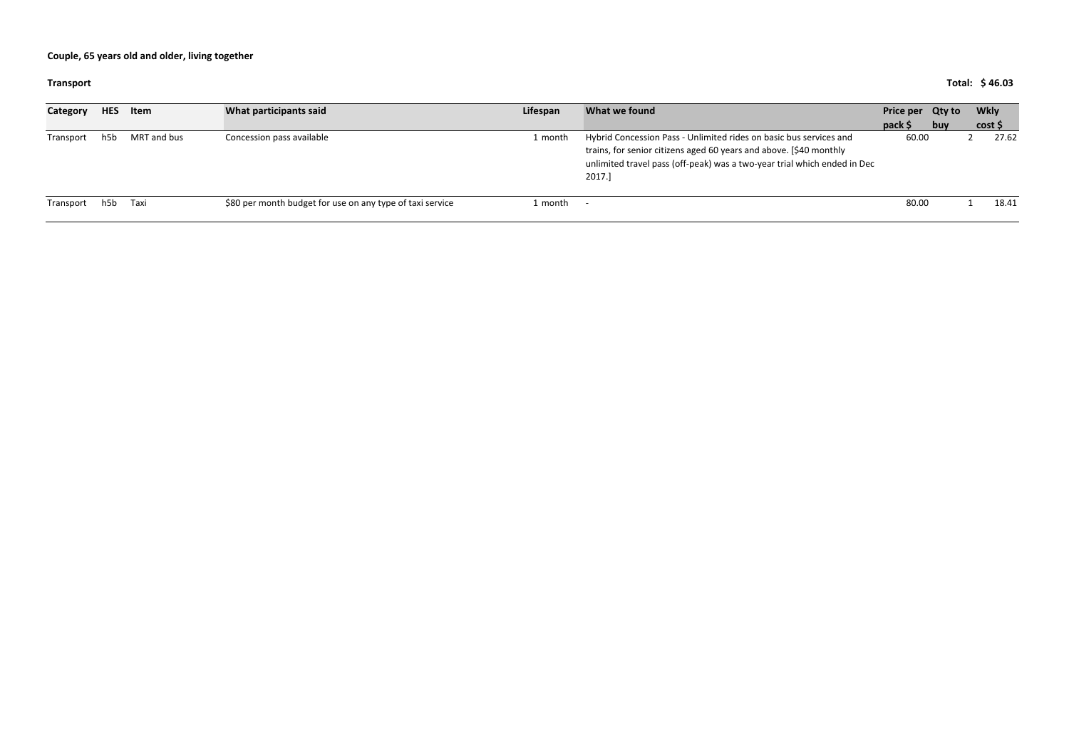**Couple, 65 years old and older, living together**

**Transport** **Total: $ 46.03**

| Category | HES | Item | What participants said | Lifespan | What we found | Price per pack $ | Qty to buy | Wkly cost $ |
|---|---|---|---|---|---|---|---|---|
| Transport | h5b | MRT and bus | Concession pass available | 1 month | Hybrid Concession Pass - Unlimited rides on basic bus services and trains, for senior citizens aged 60 years and above. [$40 monthly unlimited travel pass (off-peak) was a two-year trial which ended in Dec 2017.] | 60.00 | 2 | 27.62 |
| Transport | h5b | Taxi | $80 per month budget for use on any type of taxi service | 1 month | - | 80.00 | 1 | 18.41 |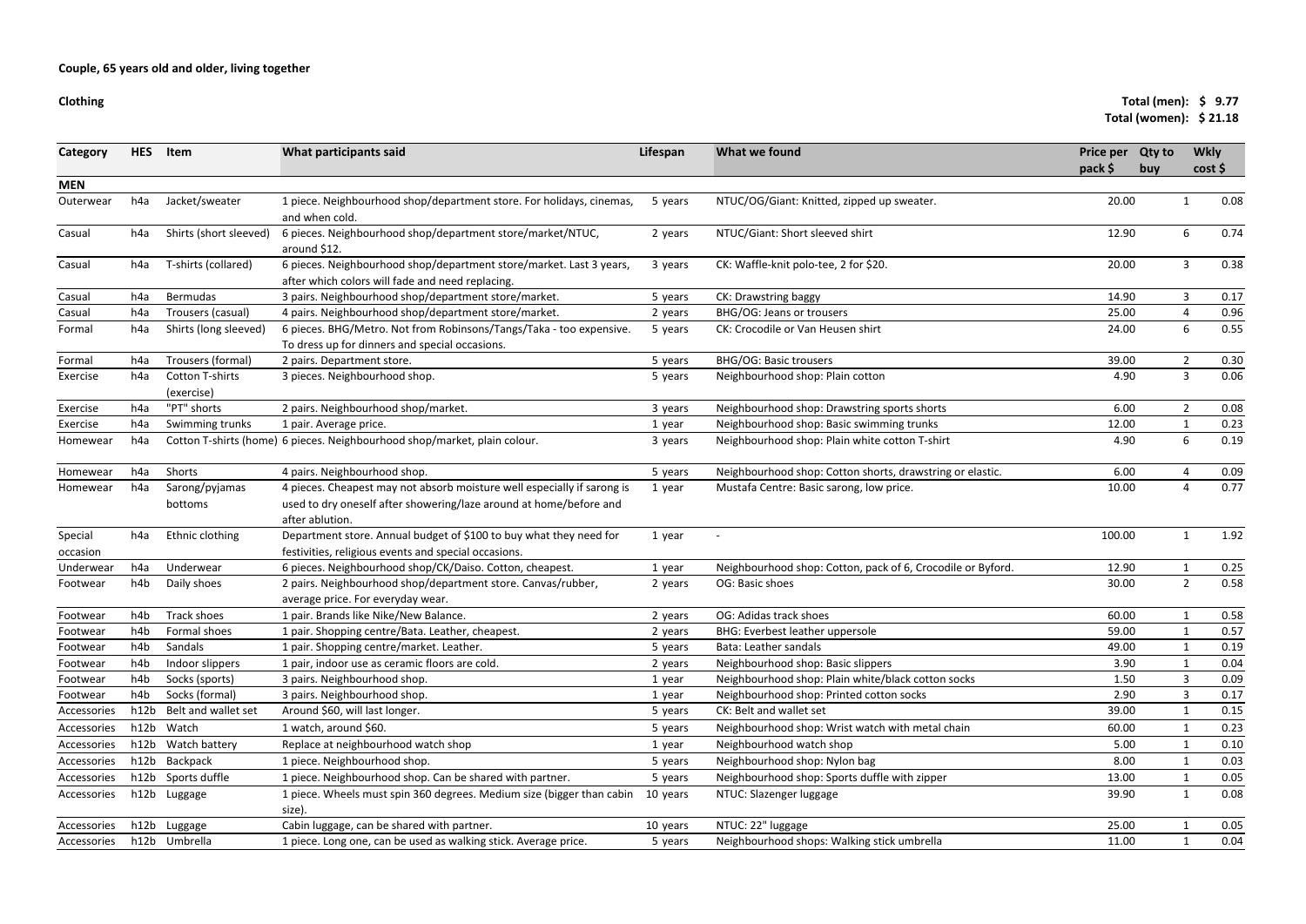**Couple, 65 years old and older, living together**

**Clothing**

**Total (men): $ 9.77**
**Total (women): $ 21.18**

| Category | HES | Item | What participants said | Lifespan | What we found | Price per pack $ | Qty to buy | Wkly cost $ |
|---|---|---|---|---|---|---|---|---|
| **MEN** | | | | | | | | |
| Outerwear | h4a | Jacket/sweater | 1 piece. Neighbourhood shop/department store. For holidays, cinemas, and when cold. | 5 years | NTUC/OG/Giant: Knitted, zipped up sweater. | 20.00 | 1 | 0.08 |
| Casual | h4a | Shirts (short sleeved) | 6 pieces. Neighbourhood shop/department store/market/NTUC, around $12. | 2 years | NTUC/Giant: Short sleeved shirt | 12.90 | 6 | 0.74 |
| Casual | h4a | T-shirts (collared) | 6 pieces. Neighbourhood shop/department store/market. Last 3 years, after which colors will fade and need replacing. | 3 years | CK: Waffle-knit polo-tee, 2 for $20. | 20.00 | 3 | 0.38 |
| Casual | h4a | Bermudas | 3 pairs. Neighbourhood shop/department store/market. | 5 years | CK: Drawstring baggy | 14.90 | 3 | 0.17 |
| Casual | h4a | Trousers (casual) | 4 pairs. Neighbourhood shop/department store/market. | 2 years | BHG/OG: Jeans or trousers | 25.00 | 4 | 0.96 |
| Formal | h4a | Shirts (long sleeved) | 6 pieces. BHG/Metro. Not from Robinsons/Tangs/Taka - too expensive. To dress up for dinners and special occasions. | 5 years | CK: Crocodile or Van Heusen shirt | 24.00 | 6 | 0.55 |
| Formal | h4a | Trousers (formal) | 2 pairs. Department store. | 5 years | BHG/OG: Basic trousers | 39.00 | 2 | 0.30 |
| Exercise | h4a | Cotton T-shirts (exercise) | 3 pieces. Neighbourhood shop. | 5 years | Neighbourhood shop: Plain cotton | 4.90 | 3 | 0.06 |
| Exercise | h4a | "PT" shorts | 2 pairs. Neighbourhood shop/market. | 3 years | Neighbourhood shop: Drawstring sports shorts | 6.00 | 2 | 0.08 |
| Exercise | h4a | Swimming trunks | 1 pair. Average price. | 1 year | Neighbourhood shop: Basic swimming trunks | 12.00 | 1 | 0.23 |
| Homewear | h4a | Cotton T-shirts (home) | 6 pieces. Neighbourhood shop/market, plain colour. | 3 years | Neighbourhood shop: Plain white cotton T-shirt | 4.90 | 6 | 0.19 |
| Homewear | h4a | Shorts | 4 pairs. Neighbourhood shop. | 5 years | Neighbourhood shop: Cotton shorts, drawstring or elastic. | 6.00 | 4 | 0.09 |
| Homewear | h4a | Sarong/pyjamas bottoms | 4 pieces. Cheapest may not absorb moisture well especially if sarong is used to dry oneself after showering/laze around at home/before and after ablution. | 1 year | Mustafa Centre: Basic sarong, low price. | 10.00 | 4 | 0.77 |
| Special occasion | h4a | Ethnic clothing | Department store. Annual budget of $100 to buy what they need for festivities, religious events and special occasions. | 1 year | - | 100.00 | 1 | 1.92 |
| Underwear | h4a | Underwear | 6 pieces. Neighbourhood shop/CK/Daiso. Cotton, cheapest. | 1 year | Neighbourhood shop: Cotton, pack of 6, Crocodile or Byford. | 12.90 | 1 | 0.25 |
| Footwear | h4b | Daily shoes | 2 pairs. Neighbourhood shop/department store. Canvas/rubber, average price. For everyday wear. | 2 years | OG: Basic shoes | 30.00 | 2 | 0.58 |
| Footwear | h4b | Track shoes | 1 pair. Brands like Nike/New Balance. | 2 years | OG: Adidas track shoes | 60.00 | 1 | 0.58 |
| Footwear | h4b | Formal shoes | 1 pair. Shopping centre/Bata. Leather, cheapest. | 2 years | BHG: Everbest leather uppersole | 59.00 | 1 | 0.57 |
| Footwear | h4b | Sandals | 1 pair. Shopping centre/market. Leather. | 5 years | Bata: Leather sandals | 49.00 | 1 | 0.19 |
| Footwear | h4b | Indoor slippers | 1 pair, indoor use as ceramic floors are cold. | 2 years | Neighbourhood shop: Basic slippers | 3.90 | 1 | 0.04 |
| Footwear | h4b | Socks (sports) | 3 pairs. Neighbourhood shop. | 1 year | Neighbourhood shop: Plain white/black cotton socks | 1.50 | 3 | 0.09 |
| Footwear | h4b | Socks (formal) | 3 pairs. Neighbourhood shop. | 1 year | Neighbourhood shop: Printed cotton socks | 2.90 | 3 | 0.17 |
| Accessories | h12b | Belt and wallet set | Around $60, will last longer. | 5 years | CK: Belt and wallet set | 39.00 | 1 | 0.15 |
| Accessories | h12b | Watch | 1 watch, around $60. | 5 years | Neighbourhood shop: Wrist watch with metal chain | 60.00 | 1 | 0.23 |
| Accessories | h12b | Watch battery | Replace at neighbourhood watch shop | 1 year | Neighbourhood watch shop | 5.00 | 1 | 0.10 |
| Accessories | h12b | Backpack | 1 piece. Neighbourhood shop. | 5 years | Neighbourhood shop: Nylon bag | 8.00 | 1 | 0.03 |
| Accessories | h12b | Sports duffle | 1 piece. Neighbourhood shop. Can be shared with partner. | 5 years | Neighbourhood shop: Sports duffle with zipper | 13.00 | 1 | 0.05 |
| Accessories | h12b | Luggage | 1 piece. Wheels must spin 360 degrees. Medium size (bigger than cabin size). | 10 years | NTUC: Slazenger luggage | 39.90 | 1 | 0.08 |
| Accessories | h12b | Luggage | Cabin luggage, can be shared with partner. | 10 years | NTUC: 22" luggage | 25.00 | 1 | 0.05 |
| Accessories | h12b | Umbrella | 1 piece. Long one, can be used as walking stick. Average price. | 5 years | Neighbourhood shops: Walking stick umbrella | 11.00 | 1 | 0.04 |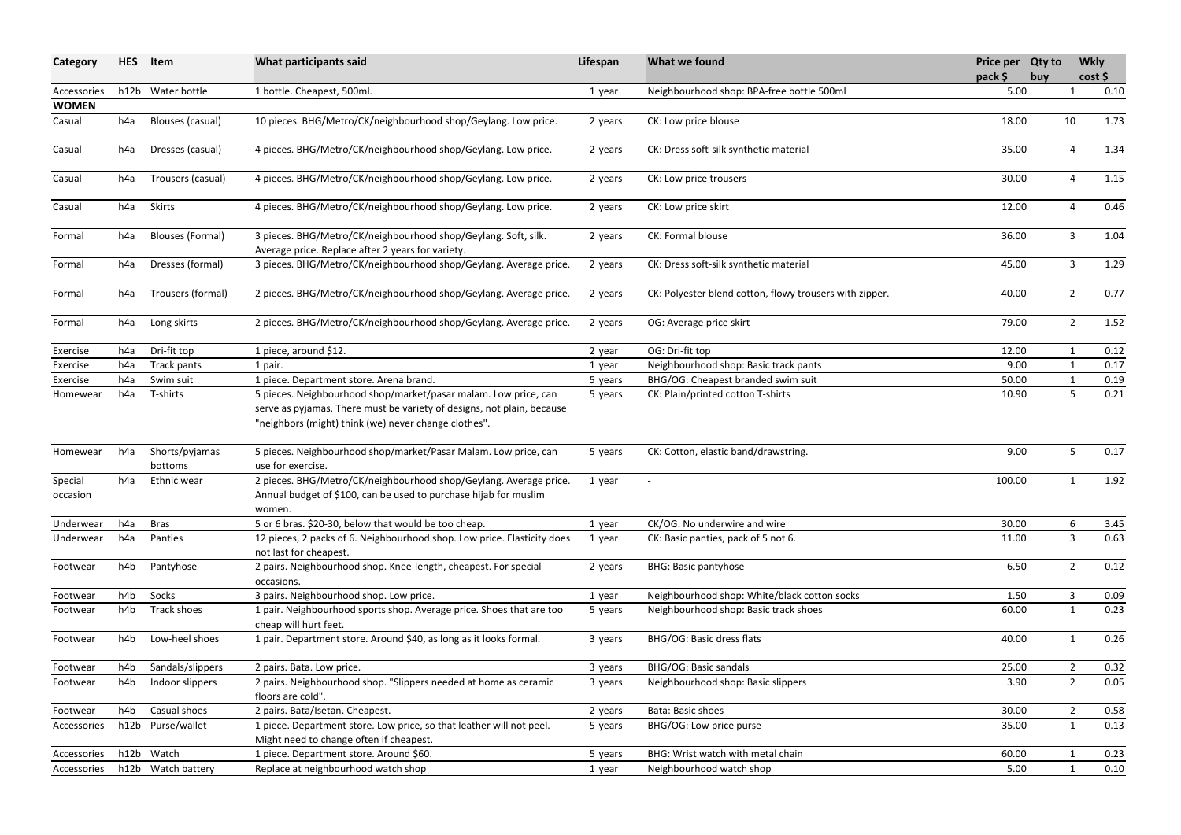| Category | HES | Item | What participants said | Lifespan | What we found | Price per pack $ | Qty to buy | Wkly cost $ |
|---|---|---|---|---|---|---|---|---|
| Accessories | h12b | Water bottle | 1 bottle. Cheapest, 500ml. | 1 year | Neighbourhood shop: BPA-free bottle 500ml | 5.00 | 1 | 0.10 |
| **WOMEN** | | | | | | | | |
| Casual | h4a | Blouses (casual) | 10 pieces. BHG/Metro/CK/neighbourhood shop/Geylang. Low price. | 2 years | CK: Low price blouse | 18.00 | 10 | 1.73 |
| Casual | h4a | Dresses (casual) | 4 pieces. BHG/Metro/CK/neighbourhood shop/Geylang. Low price. | 2 years | CK: Dress soft-silk synthetic material | 35.00 | 4 | 1.34 |
| Casual | h4a | Trousers (casual) | 4 pieces. BHG/Metro/CK/neighbourhood shop/Geylang. Low price. | 2 years | CK: Low price trousers | 30.00 | 4 | 1.15 |
| Casual | h4a | Skirts | 4 pieces. BHG/Metro/CK/neighbourhood shop/Geylang. Low price. | 2 years | CK: Low price skirt | 12.00 | 4 | 0.46 |
| Formal | h4a | Blouses (Formal) | 3 pieces. BHG/Metro/CK/neighbourhood shop/Geylang. Soft, silk. Average price. Replace after 2 years for variety. | 2 years | CK: Formal blouse | 36.00 | 3 | 1.04 |
| Formal | h4a | Dresses (formal) | 3 pieces. BHG/Metro/CK/neighbourhood shop/Geylang. Average price. | 2 years | CK: Dress soft-silk synthetic material | 45.00 | 3 | 1.29 |
| Formal | h4a | Trousers (formal) | 2 pieces. BHG/Metro/CK/neighbourhood shop/Geylang. Average price. | 2 years | CK: Polyester blend cotton, flowy trousers with zipper. | 40.00 | 2 | 0.77 |
| Formal | h4a | Long skirts | 2 pieces. BHG/Metro/CK/neighbourhood shop/Geylang. Average price. | 2 years | OG: Average price skirt | 79.00 | 2 | 1.52 |
| Exercise | h4a | Dri-fit top | 1 piece, around $12. | 2 year | OG: Dri-fit top | 12.00 | 1 | 0.12 |
| Exercise | h4a | Track pants | 1 pair. | 1 year | Neighbourhood shop: Basic track pants | 9.00 | 1 | 0.17 |
| Exercise | h4a | Swim suit | 1 piece. Department store. Arena brand. | 5 years | BHG/OG: Cheapest branded swim suit | 50.00 | 1 | 0.19 |
| Homewear | h4a | T-shirts | 5 pieces. Neighbourhood shop/market/pasar malam. Low price, can serve as pyjamas. There must be variety of designs, not plain, because "neighbors (might) think (we) never change clothes". | 5 years | CK: Plain/printed cotton T-shirts | 10.90 | 5 | 0.21 |
| Homewear | h4a | Shorts/pyjamas bottoms | 5 pieces. Neighbourhood shop/market/Pasar Malam. Low price, can use for exercise. | 5 years | CK: Cotton, elastic band/drawstring. | 9.00 | 5 | 0.17 |
| Special occasion | h4a | Ethnic wear | 2 pieces. BHG/Metro/CK/neighbourhood shop/Geylang. Average price. Annual budget of $100, can be used to purchase hijab for muslim women. | 1 year | - | 100.00 | 1 | 1.92 |
| Underwear | h4a | Bras | 5 or 6 bras. $20-30, below that would be too cheap. | 1 year | CK/OG: No underwire and wire | 30.00 | 6 | 3.45 |
| Underwear | h4a | Panties | 12 pieces, 2 packs of 6. Neighbourhood shop. Low price. Elasticity does not last for cheapest. | 1 year | CK: Basic panties, pack of 5 not 6. | 11.00 | 3 | 0.63 |
| Footwear | h4b | Pantyhose | 2 pairs. Neighbourhood shop. Knee-length, cheapest. For special occasions. | 2 years | BHG: Basic pantyhose | 6.50 | 2 | 0.12 |
| Footwear | h4b | Socks | 3 pairs. Neighbourhood shop. Low price. | 1 year | Neighbourhood shop: White/black cotton socks | 1.50 | 3 | 0.09 |
| Footwear | h4b | Track shoes | 1 pair. Neighbourhood sports shop. Average price. Shoes that are too cheap will hurt feet. | 5 years | Neighbourhood shop: Basic track shoes | 60.00 | 1 | 0.23 |
| Footwear | h4b | Low-heel shoes | 1 pair. Department store. Around $40, as long as it looks formal. | 3 years | BHG/OG: Basic dress flats | 40.00 | 1 | 0.26 |
| Footwear | h4b | Sandals/slippers | 2 pairs. Bata. Low price. | 3 years | BHG/OG: Basic sandals | 25.00 | 2 | 0.32 |
| Footwear | h4b | Indoor slippers | 2 pairs. Neighbourhood shop. "Slippers needed at home as ceramic floors are cold". | 3 years | Neighbourhood shop: Basic slippers | 3.90 | 2 | 0.05 |
| Footwear | h4b | Casual shoes | 2 pairs. Bata/Isetan. Cheapest. | 2 years | Bata: Basic shoes | 30.00 | 2 | 0.58 |
| Accessories | h12b | Purse/wallet | 1 piece. Department store. Low price, so that leather will not peel. Might need to change often if cheapest. | 5 years | BHG/OG: Low price purse | 35.00 | 1 | 0.13 |
| Accessories | h12b | Watch | 1 piece. Department store. Around $60. | 5 years | BHG: Wrist watch with metal chain | 60.00 | 1 | 0.23 |
| Accessories | h12b | Watch battery | Replace at neighbourhood watch shop | 1 year | Neighbourhood watch shop | 5.00 | 1 | 0.10 |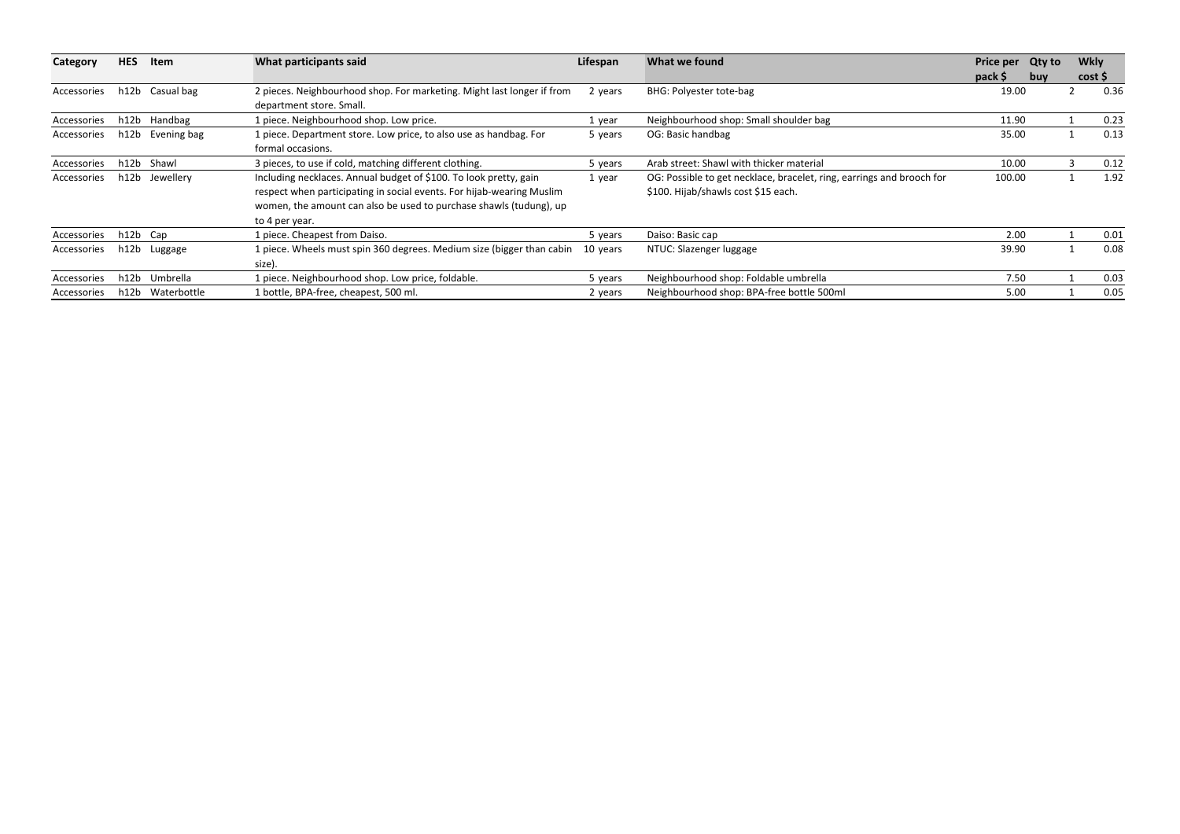| Category | HES | Item | What participants said | Lifespan | What we found | Price per pack $ | Qty to buy | Wkly cost $ |
|---|---|---|---|---|---|---|---|---|
| Accessories | h12b | Casual bag | 2 pieces. Neighbourhood shop. For marketing. Might last longer if from department store. Small. | 2 years | BHG: Polyester tote-bag | 19.00 | 2 | 0.36 |
| Accessories | h12b | Handbag | 1 piece. Neighbourhood shop. Low price. | 1 year | Neighbourhood shop: Small shoulder bag | 11.90 | 1 | 0.23 |
| Accessories | h12b | Evening bag | 1 piece. Department store. Low price, to also use as handbag. For formal occasions. | 5 years | OG: Basic handbag | 35.00 | 1 | 0.13 |
| Accessories | h12b | Shawl | 3 pieces, to use if cold, matching different clothing. | 5 years | Arab street: Shawl with thicker material | 10.00 | 3 | 0.12 |
| Accessories | h12b | Jewellery | Including necklaces. Annual budget of $100. To look pretty, gain respect when participating in social events. For hijab-wearing Muslim women, the amount can also be used to purchase shawls (tudung), up to 4 per year. | 1 year | OG: Possible to get necklace, bracelet, ring, earrings and brooch for $100. Hijab/shawls cost $15 each. | 100.00 | 1 | 1.92 |
| Accessories | h12b | Cap | 1 piece. Cheapest from Daiso. | 5 years | Daiso: Basic cap | 2.00 | 1 | 0.01 |
| Accessories | h12b | Luggage | 1 piece. Wheels must spin 360 degrees. Medium size (bigger than cabin size). | 10 years | NTUC: Slazenger luggage | 39.90 | 1 | 0.08 |
| Accessories | h12b | Umbrella | 1 piece. Neighbourhood shop. Low price, foldable. | 5 years | Neighbourhood shop: Foldable umbrella | 7.50 | 1 | 0.03 |
| Accessories | h12b | Waterbottle | 1 bottle, BPA-free, cheapest, 500 ml. | 2 years | Neighbourhood shop: BPA-free bottle 500ml | 5.00 | 1 | 0.05 |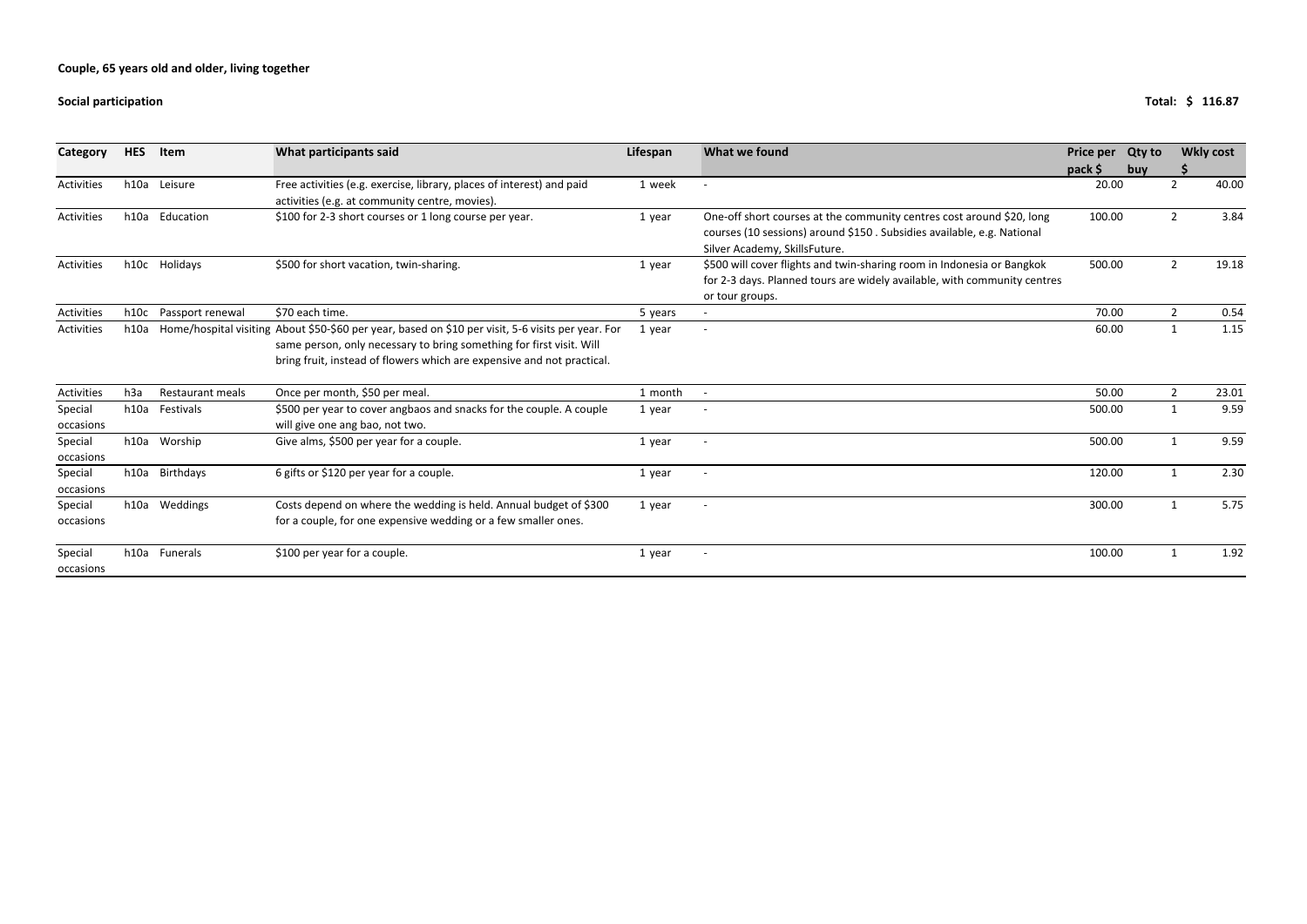**Couple, 65 years old and older, living together**

**Social participation** **Total: $ 116.87**

| Category | HES | Item | What participants said | Lifespan | What we found | Price per pack $ | Qty to buy | Wkly cost $ |
|---|---|---|---|---|---|---|---|---|
| Activities | h10a | Leisure | Free activities (e.g. exercise, library, places of interest) and paid activities (e.g. at community centre, movies). | 1 week | - | 20.00 | 2 | 40.00 |
| Activities | h10a | Education | $100 for 2-3 short courses or 1 long course per year. | 1 year | One-off short courses at the community centres cost around $20, long courses (10 sessions) around $150 . Subsidies available, e.g. National Silver Academy, SkillsFuture. | 100.00 | 2 | 3.84 |
| Activities | h10c | Holidays | $500 for short vacation, twin-sharing. | 1 year | $500 will cover flights and twin-sharing room in Indonesia or Bangkok for 2-3 days. Planned tours are widely available, with community centres or tour groups. | 500.00 | 2 | 19.18 |
| Activities | h10c | Passport renewal | $70 each time. | 5 years | - | 70.00 | 2 | 0.54 |
| Activities | h10a | Home/hospital visiting | About $50-$60 per year, based on $10 per visit, 5-6 visits per year. For same person, only necessary to bring something for first visit. Will bring fruit, instead of flowers which are expensive and not practical. | 1 year | - | 60.00 | 1 | 1.15 |
| Activities | h3a | Restaurant meals | Once per month, $50 per meal. | 1 month | - | 50.00 | 2 | 23.01 |
| Special occasions | h10a | Festivals | $500 per year to cover angbaos and snacks for the couple. A couple will give one ang bao, not two. | 1 year | - | 500.00 | 1 | 9.59 |
| Special occasions | h10a | Worship | Give alms, $500 per year for a couple. | 1 year | - | 500.00 | 1 | 9.59 |
| Special occasions | h10a | Birthdays | 6 gifts or $120 per year for a couple. | 1 year | - | 120.00 | 1 | 2.30 |
| Special occasions | h10a | Weddings | Costs depend on where the wedding is held. Annual budget of $300 for a couple, for one expensive wedding or a few smaller ones. | 1 year | - | 300.00 | 1 | 5.75 |
| Special occasions | h10a | Funerals | $100 per year for a couple. | 1 year | - | 100.00 | 1 | 1.92 |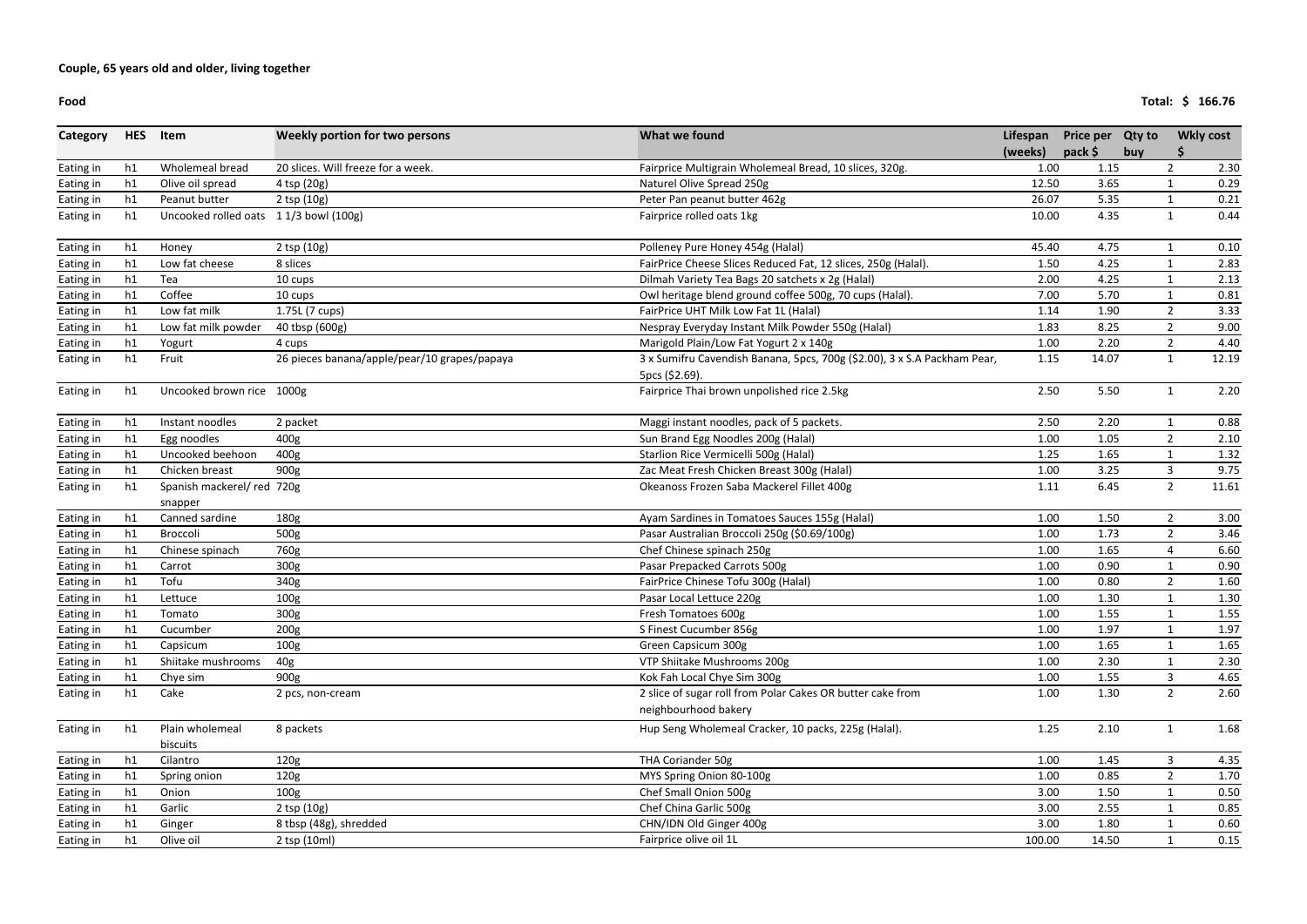**Couple, 65 years old and older, living together**

**Food** **Total: $ 166.76**

| Category | HES | Item | Weekly portion for two persons | What we found | Lifespan (weeks) | Price per pack $ | Qty to buy | Wkly cost $ |
|---|---|---|---|---|---|---|---|---|
| Eating in | h1 | Wholemeal bread | 20 slices. Will freeze for a week. | Fairprice Multigrain Wholemeal Bread, 10 slices, 320g. | 1.00 | 1.15 | 2 | 2.30 |
| Eating in | h1 | Olive oil spread | 4 tsp (20g) | Naturel Olive Spread 250g | 12.50 | 3.65 | 1 | 0.29 |
| Eating in | h1 | Peanut butter | 2 tsp (10g) | Peter Pan peanut butter 462g | 26.07 | 5.35 | 1 | 0.21 |
| Eating in | h1 | Uncooked rolled oats | 1 1/3 bowl (100g) | Fairprice rolled oats 1kg | 10.00 | 4.35 | 1 | 0.44 |
| Eating in | h1 | Honey | 2 tsp (10g) | Polleney Pure Honey 454g (Halal) | 45.40 | 4.75 | 1 | 0.10 |
| Eating in | h1 | Low fat cheese | 8 slices | FairPrice Cheese Slices Reduced Fat, 12 slices, 250g (Halal). | 1.50 | 4.25 | 1 | 2.83 |
| Eating in | h1 | Tea | 10 cups | Dilmah Variety Tea Bags 20 satchets x 2g (Halal) | 2.00 | 4.25 | 1 | 2.13 |
| Eating in | h1 | Coffee | 10 cups | Owl heritage blend ground coffee 500g, 70 cups (Halal). | 7.00 | 5.70 | 1 | 0.81 |
| Eating in | h1 | Low fat milk | 1.75L (7 cups) | FairPrice UHT Milk Low Fat 1L (Halal) | 1.14 | 1.90 | 2 | 3.33 |
| Eating in | h1 | Low fat milk powder | 40 tbsp (600g) | Nespray Everyday Instant Milk Powder 550g (Halal) | 1.83 | 8.25 | 2 | 9.00 |
| Eating in | h1 | Yogurt | 4 cups | Marigold Plain/Low Fat Yogurt 2 x 140g | 1.00 | 2.20 | 2 | 4.40 |
| Eating in | h1 | Fruit | 26 pieces banana/apple/pear/10 grapes/papaya | 3 x Sumifru Cavendish Banana, 5pcs, 700g ($2.00), 3 x S.A Packham Pear, 5pcs ($2.69). | 1.15 | 14.07 | 1 | 12.19 |
| Eating in | h1 | Uncooked brown rice | 1000g | Fairprice Thai brown unpolished rice 2.5kg | 2.50 | 5.50 | 1 | 2.20 |
| Eating in | h1 | Instant noodles | 2 packet | Maggi instant noodles, pack of 5 packets. | 2.50 | 2.20 | 1 | 0.88 |
| Eating in | h1 | Egg noodles | 400g | Sun Brand Egg Noodles 200g (Halal) | 1.00 | 1.05 | 2 | 2.10 |
| Eating in | h1 | Uncooked beehoon | 400g | Starlion Rice Vermicelli 500g (Halal) | 1.25 | 1.65 | 1 | 1.32 |
| Eating in | h1 | Chicken breast | 900g | Zac Meat Fresh Chicken Breast 300g (Halal) | 1.00 | 3.25 | 3 | 9.75 |
| Eating in | h1 | Spanish mackerel/ red snapper | 720g | Okeanoss Frozen Saba Mackerel Fillet 400g | 1.11 | 6.45 | 2 | 11.61 |
| Eating in | h1 | Canned sardine | 180g | Ayam Sardines in Tomatoes Sauces 155g (Halal) | 1.00 | 1.50 | 2 | 3.00 |
| Eating in | h1 | Broccoli | 500g | Pasar Australian Broccoli 250g ($0.69/100g) | 1.00 | 1.73 | 2 | 3.46 |
| Eating in | h1 | Chinese spinach | 760g | Chef Chinese spinach 250g | 1.00 | 1.65 | 4 | 6.60 |
| Eating in | h1 | Carrot | 300g | Pasar Prepacked Carrots 500g | 1.00 | 0.90 | 1 | 0.90 |
| Eating in | h1 | Tofu | 340g | FairPrice Chinese Tofu 300g (Halal) | 1.00 | 0.80 | 2 | 1.60 |
| Eating in | h1 | Lettuce | 100g | Pasar Local Lettuce 220g | 1.00 | 1.30 | 1 | 1.30 |
| Eating in | h1 | Tomato | 300g | Fresh Tomatoes 600g | 1.00 | 1.55 | 1 | 1.55 |
| Eating in | h1 | Cucumber | 200g | S Finest Cucumber 856g | 1.00 | 1.97 | 1 | 1.97 |
| Eating in | h1 | Capsicum | 100g | Green Capsicum 300g | 1.00 | 1.65 | 1 | 1.65 |
| Eating in | h1 | Shiitake mushrooms | 40g | VTP Shiitake Mushrooms 200g | 1.00 | 2.30 | 1 | 2.30 |
| Eating in | h1 | Chye sim | 900g | Kok Fah Local Chye Sim 300g | 1.00 | 1.55 | 3 | 4.65 |
| Eating in | h1 | Cake | 2 pcs, non-cream | 2 slice of sugar roll from Polar Cakes OR butter cake from neighbourhood bakery | 1.00 | 1.30 | 2 | 2.60 |
| Eating in | h1 | Plain wholemeal biscuits | 8 packets | Hup Seng Wholemeal Cracker, 10 packs, 225g (Halal). | 1.25 | 2.10 | 1 | 1.68 |
| Eating in | h1 | Cilantro | 120g | THA Coriander 50g | 1.00 | 1.45 | 3 | 4.35 |
| Eating in | h1 | Spring onion | 120g | MYS Spring Onion 80-100g | 1.00 | 0.85 | 2 | 1.70 |
| Eating in | h1 | Onion | 100g | Chef Small Onion 500g | 3.00 | 1.50 | 1 | 0.50 |
| Eating in | h1 | Garlic | 2 tsp (10g) | Chef China Garlic 500g | 3.00 | 2.55 | 1 | 0.85 |
| Eating in | h1 | Ginger | 8 tbsp (48g), shredded | CHN/IDN Old Ginger 400g | 3.00 | 1.80 | 1 | 0.60 |
| Eating in | h1 | Olive oil | 2 tsp (10ml) | Fairprice olive oil 1L | 100.00 | 14.50 | 1 | 0.15 |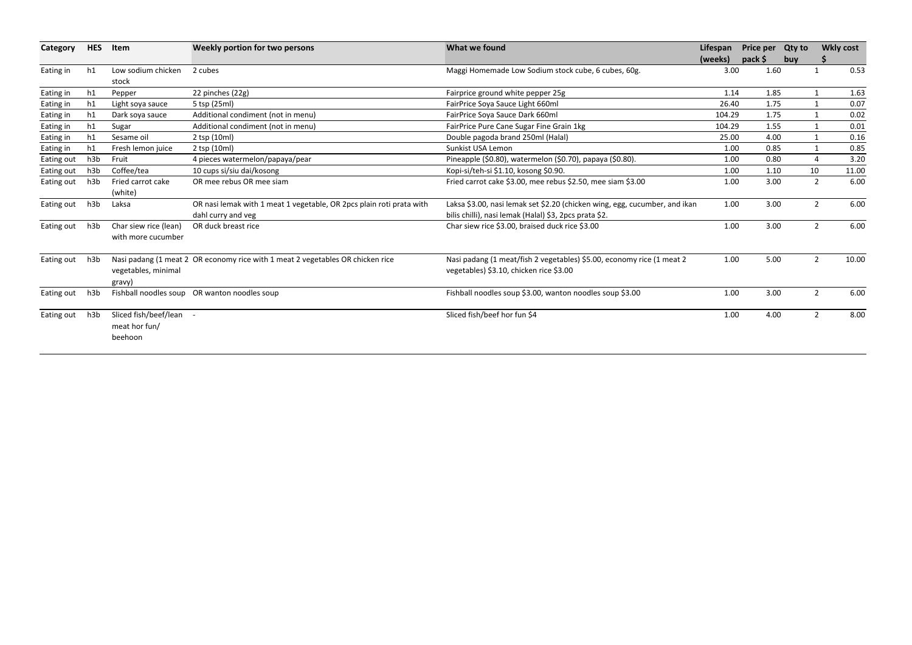| Category | HES | Item | Weekly portion for two persons | What we found | Lifespan (weeks) | Price per pack $ | Qty to buy | Wkly cost $ |
|---|---|---|---|---|---|---|---|---|
| Eating in | h1 | Low sodium chicken stock | 2 cubes | Maggi Homemade Low Sodium stock cube, 6 cubes, 60g. | 3.00 | 1.60 | 1 | 0.53 |
| Eating in | h1 | Pepper | 22 pinches (22g) | Fairprice ground white pepper 25g | 1.14 | 1.85 | 1 | 1.63 |
| Eating in | h1 | Light soya sauce | 5 tsp (25ml) | FairPrice Soya Sauce Light 660ml | 26.40 | 1.75 | 1 | 0.07 |
| Eating in | h1 | Dark soya sauce | Additional condiment (not in menu) | FairPrice Soya Sauce Dark 660ml | 104.29 | 1.75 | 1 | 0.02 |
| Eating in | h1 | Sugar | Additional condiment (not in menu) | FairPrice Pure Cane Sugar Fine Grain 1kg | 104.29 | 1.55 | 1 | 0.01 |
| Eating in | h1 | Sesame oil | 2 tsp (10ml) | Double pagoda brand 250ml (Halal) | 25.00 | 4.00 | 1 | 0.16 |
| Eating in | h1 | Fresh lemon juice | 2 tsp (10ml) | Sunkist USA Lemon | 1.00 | 0.85 | 1 | 0.85 |
| Eating out | h3b | Fruit | 4 pieces watermelon/papaya/pear | Pineapple ($0.80), watermelon ($0.70), papaya ($0.80). | 1.00 | 0.80 | 4 | 3.20 |
| Eating out | h3b | Coffee/tea | 10 cups si/siu dai/kosong | Kopi-si/teh-si $1.10, kosong $0.90. | 1.00 | 1.10 | 10 | 11.00 |
| Eating out | h3b | Fried carrot cake (white) | OR mee rebus OR mee siam | Fried carrot cake $3.00, mee rebus $2.50, mee siam $3.00 | 1.00 | 3.00 | 2 | 6.00 |
| Eating out | h3b | Laksa | OR nasi lemak with 1 meat 1 vegetable, OR 2pcs plain roti prata with dahl curry and veg | Laksa $3.00, nasi lemak set $2.20 (chicken wing, egg, cucumber, and ikan bilis chilli), nasi lemak (Halal) $3, 2pcs prata $2. | 1.00 | 3.00 | 2 | 6.00 |
| Eating out | h3b | Char siew rice (lean) with more cucumber | OR duck breast rice | Char siew rice $3.00, braised duck rice $3.00 | 1.00 | 3.00 | 2 | 6.00 |
| Eating out | h3b | Nasi padang (1 meat 2 vegetables, minimal gravy) | OR economy rice with 1 meat 2 vegetables OR chicken rice | Nasi padang (1 meat/fish 2 vegetables) $5.00, economy rice (1 meat 2 vegetables) $3.10, chicken rice $3.00 | 1.00 | 5.00 | 2 | 10.00 |
| Eating out | h3b | Fishball noodles soup | OR wanton noodles soup | Fishball noodles soup $3.00, wanton noodles soup $3.00 | 1.00 | 3.00 | 2 | 6.00 |
| Eating out | h3b | Sliced fish/beef/lean meat hor fun/ beehoon | - | Sliced fish/beef hor fun $4 | 1.00 | 4.00 | 2 | 8.00 |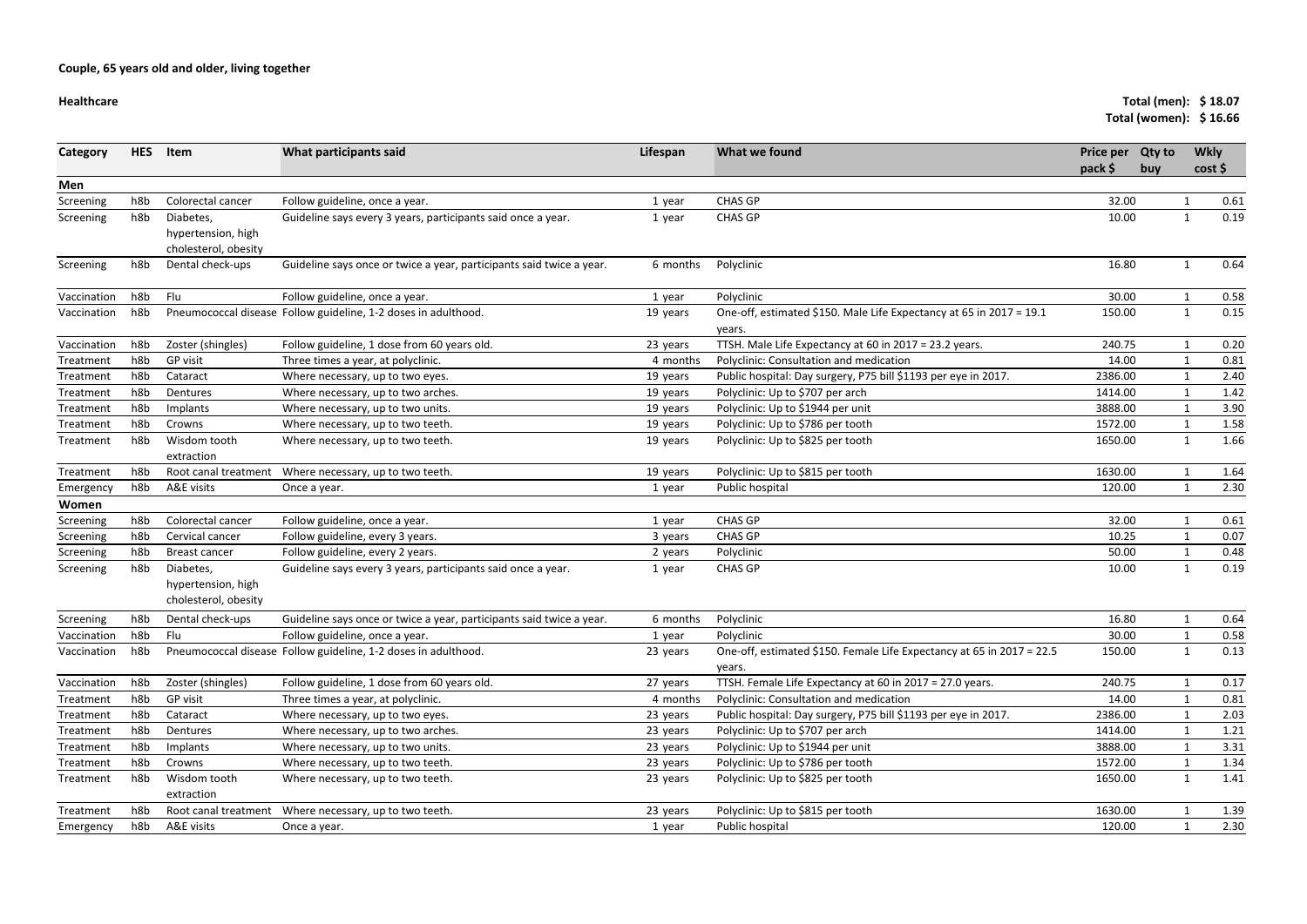**Couple, 65 years old and older, living together**

**Healthcare**

**Total (men): $ 18.07**
**Total (women): $ 16.66**

| Category | HES | Item | What participants said | Lifespan | What we found | Price per pack $ | Qty to buy | Wkly cost $ |
|---|---|---|---|---|---|---|---|---|
| **Men** | | | | | | | | |
| Screening | h8b | Colorectal cancer | Follow guideline, once a year. | 1 year | CHAS GP | 32.00 | 1 | 0.61 |
| Screening | h8b | Diabetes, hypertension, high cholesterol, obesity | Guideline says every 3 years, participants said once a year. | 1 year | CHAS GP | 10.00 | 1 | 0.19 |
| Screening | h8b | Dental check-ups | Guideline says once or twice a year, participants said twice a year. | 6 months | Polyclinic | 16.80 | 1 | 0.64 |
| Vaccination | h8b | Flu | Follow guideline, once a year. | 1 year | Polyclinic | 30.00 | 1 | 0.58 |
| Vaccination | h8b | Pneumococcal disease | Follow guideline, 1-2 doses in adulthood. | 19 years | One-off, estimated $150. Male Life Expectancy at 65 in 2017 = 19.1 years. | 150.00 | 1 | 0.15 |
| Vaccination | h8b | Zoster (shingles) | Follow guideline, 1 dose from 60 years old. | 23 years | TTSH. Male Life Expectancy at 60 in 2017 = 23.2 years. | 240.75 | 1 | 0.20 |
| Treatment | h8b | GP visit | Three times a year, at polyclinic. | 4 months | Polyclinic: Consultation and medication | 14.00 | 1 | 0.81 |
| Treatment | h8b | Cataract | Where necessary, up to two eyes. | 19 years | Public hospital: Day surgery, P75 bill $1193 per eye in 2017. | 2386.00 | 1 | 2.40 |
| Treatment | h8b | Dentures | Where necessary, up to two arches. | 19 years | Polyclinic: Up to $707 per arch | 1414.00 | 1 | 1.42 |
| Treatment | h8b | Implants | Where necessary, up to two units. | 19 years | Polyclinic: Up to $1944 per unit | 3888.00 | 1 | 3.90 |
| Treatment | h8b | Crowns | Where necessary, up to two teeth. | 19 years | Polyclinic: Up to $786 per tooth | 1572.00 | 1 | 1.58 |
| Treatment | h8b | Wisdom tooth extraction | Where necessary, up to two teeth. | 19 years | Polyclinic: Up to $825 per tooth | 1650.00 | 1 | 1.66 |
| Treatment | h8b | Root canal treatment | Where necessary, up to two teeth. | 19 years | Polyclinic: Up to $815 per tooth | 1630.00 | 1 | 1.64 |
| Emergency | h8b | A&E visits | Once a year. | 1 year | Public hospital | 120.00 | 1 | 2.30 |
| **Women** | | | | | | | | |
| Screening | h8b | Colorectal cancer | Follow guideline, once a year. | 1 year | CHAS GP | 32.00 | 1 | 0.61 |
| Screening | h8b | Cervical cancer | Follow guideline, every 3 years. | 3 years | CHAS GP | 10.25 | 1 | 0.07 |
| Screening | h8b | Breast cancer | Follow guideline, every 2 years. | 2 years | Polyclinic | 50.00 | 1 | 0.48 |
| Screening | h8b | Diabetes, hypertension, high cholesterol, obesity | Guideline says every 3 years, participants said once a year. | 1 year | CHAS GP | 10.00 | 1 | 0.19 |
| Screening | h8b | Dental check-ups | Guideline says once or twice a year, participants said twice a year. | 6 months | Polyclinic | 16.80 | 1 | 0.64 |
| Vaccination | h8b | Flu | Follow guideline, once a year. | 1 year | Polyclinic | 30.00 | 1 | 0.58 |
| Vaccination | h8b | Pneumococcal disease | Follow guideline, 1-2 doses in adulthood. | 23 years | One-off, estimated $150. Female Life Expectancy at 65 in 2017 = 22.5 years. | 150.00 | 1 | 0.13 |
| Vaccination | h8b | Zoster (shingles) | Follow guideline, 1 dose from 60 years old. | 27 years | TTSH. Female Life Expectancy at 60 in 2017 = 27.0 years. | 240.75 | 1 | 0.17 |
| Treatment | h8b | GP visit | Three times a year, at polyclinic. | 4 months | Polyclinic: Consultation and medication | 14.00 | 1 | 0.81 |
| Treatment | h8b | Cataract | Where necessary, up to two eyes. | 23 years | Public hospital: Day surgery, P75 bill $1193 per eye in 2017. | 2386.00 | 1 | 2.03 |
| Treatment | h8b | Dentures | Where necessary, up to two arches. | 23 years | Polyclinic: Up to $707 per arch | 1414.00 | 1 | 1.21 |
| Treatment | h8b | Implants | Where necessary, up to two units. | 23 years | Polyclinic: Up to $1944 per unit | 3888.00 | 1 | 3.31 |
| Treatment | h8b | Crowns | Where necessary, up to two teeth. | 23 years | Polyclinic: Up to $786 per tooth | 1572.00 | 1 | 1.34 |
| Treatment | h8b | Wisdom tooth extraction | Where necessary, up to two teeth. | 23 years | Polyclinic: Up to $825 per tooth | 1650.00 | 1 | 1.41 |
| Treatment | h8b | Root canal treatment | Where necessary, up to two teeth. | 23 years | Polyclinic: Up to $815 per tooth | 1630.00 | 1 | 1.39 |
| Emergency | h8b | A&E visits | Once a year. | 1 year | Public hospital | 120.00 | 1 | 2.30 |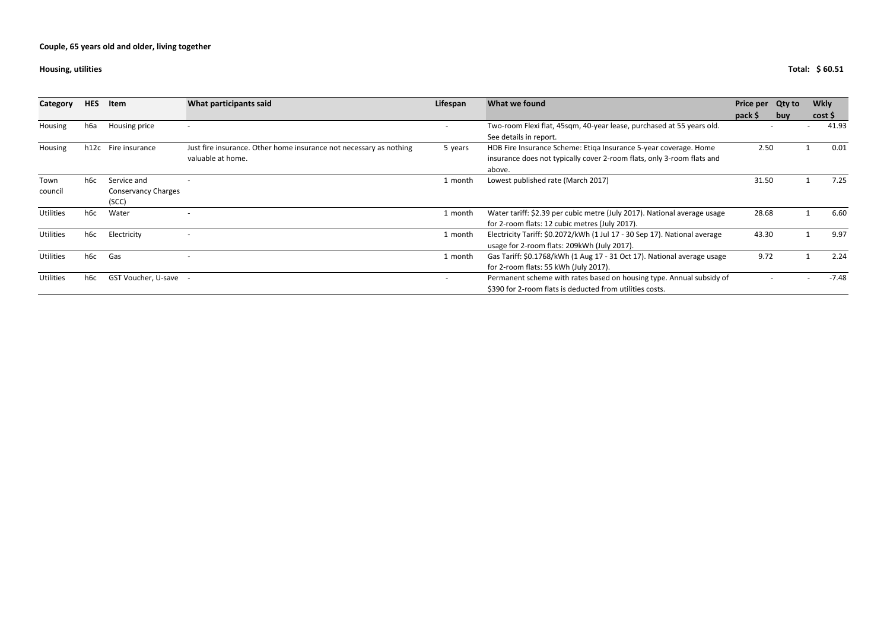**Couple, 65 years old and older, living together**

**Housing, utilities** **Total: $ 60.51**

| Category | HES | Item | What participants said | Lifespan | What we found | Price per pack $ | Qty to buy | Wkly cost $ |
|---|---|---|---|---|---|---|---|---|
| Housing | h6a | Housing price | - | - | Two-room Flexi flat, 45sqm, 40-year lease, purchased at 55 years old. See details in report. | - | - | 41.93 |
| Housing | h12c | Fire insurance | Just fire insurance. Other home insurance not necessary as nothing valuable at home. | 5 years | HDB Fire Insurance Scheme: Etiqa Insurance 5-year coverage. Home insurance does not typically cover 2-room flats, only 3-room flats and above. | 2.50 | 1 | 0.01 |
| Town council | h6c | Service and Conservancy Charges (SCC) | - | 1 month | Lowest published rate (March 2017) | 31.50 | 1 | 7.25 |
| Utilities | h6c | Water | - | 1 month | Water tariff: $2.39 per cubic metre (July 2017). National average usage for 2-room flats: 12 cubic metres (July 2017). | 28.68 | 1 | 6.60 |
| Utilities | h6c | Electricity | - | 1 month | Electricity Tariff: $0.2072/kWh (1 Jul 17 - 30 Sep 17). National average usage for 2-room flats: 209kWh (July 2017). | 43.30 | 1 | 9.97 |
| Utilities | h6c | Gas | - | 1 month | Gas Tariff: $0.1768/kWh (1 Aug 17 - 31 Oct 17). National average usage for 2-room flats: 55 kWh (July 2017). | 9.72 | 1 | 2.24 |
| Utilities | h6c | GST Voucher, U-save | - | - | Permanent scheme with rates based on housing type. Annual subsidy of $390 for 2-room flats is deducted from utilities costs. | - | - | -7.48 |